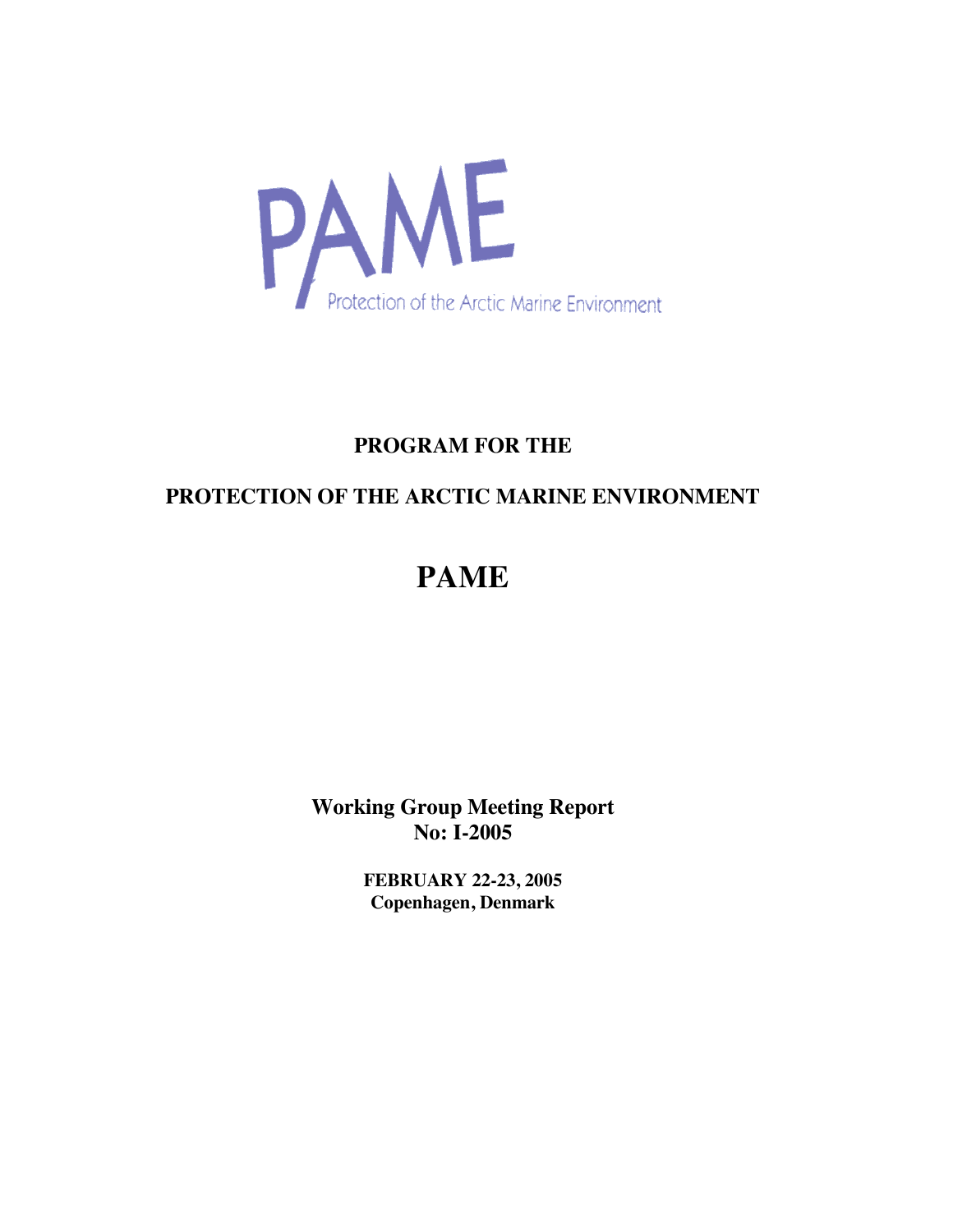PAME

Protection of the Arctic Marine Environment

**PROGRAM FOR THE**

**PROTECTION OF THE ARCTIC MARINE ENVIRONMENT**

# PAME

**Working Group Meeting Report**
**No: I-2005**

**FEBRUARY 22-23, 2005**
**Copenhagen, Denmark**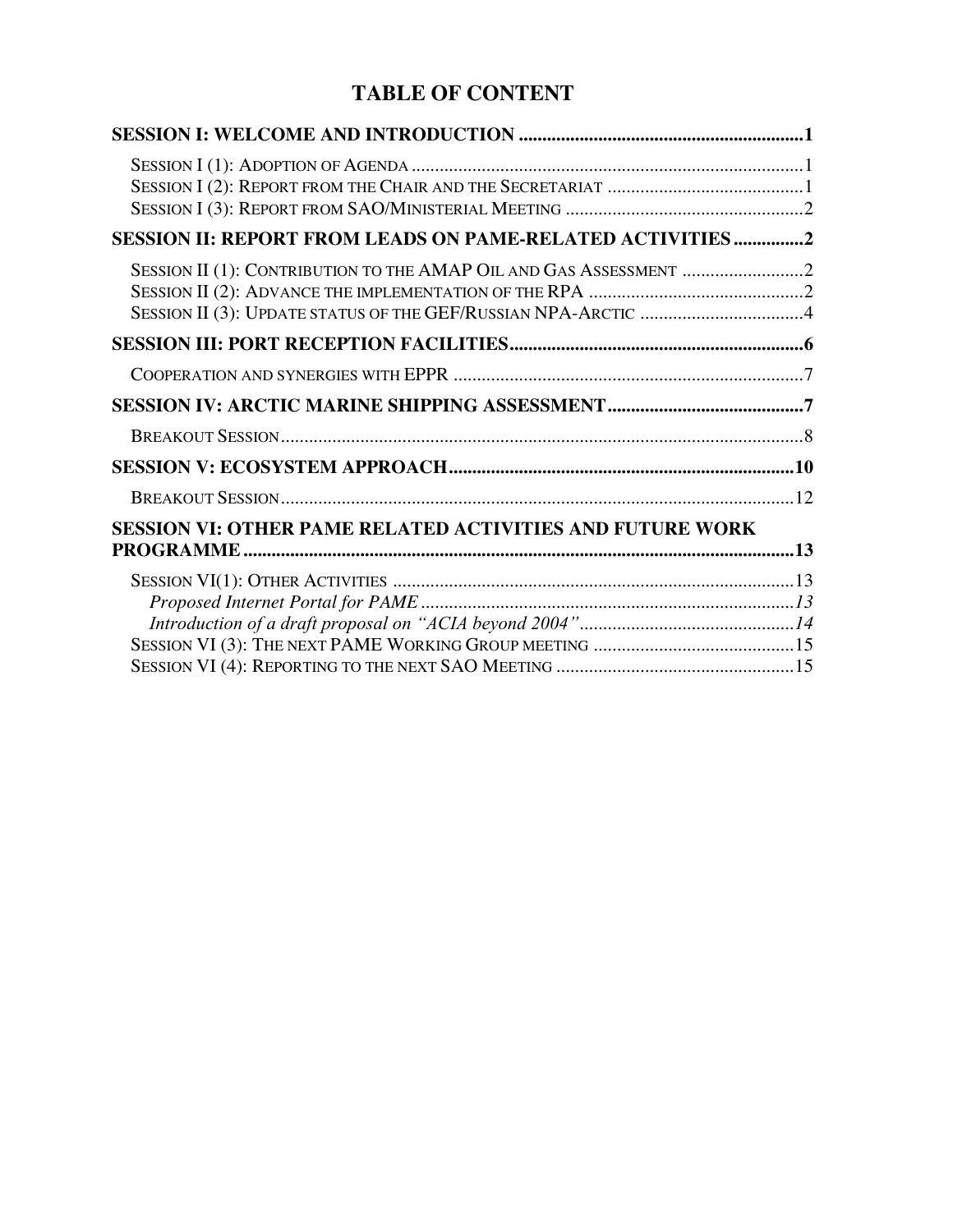# TABLE OF CONTENT

**SESSION I: WELCOME AND INTRODUCTION ............................................................1**

SESSION I (1): ADOPTION OF AGENDA ......................................................................................1
SESSION I (2): REPORT FROM THE CHAIR AND THE SECRETARIAT ..........................................1
SESSION I (3): REPORT FROM SAO/MINISTERIAL MEETING ....................................................2

**SESSION II: REPORT FROM LEADS ON PAME-RELATED ACTIVITIES ..............2**

SESSION II (1): CONTRIBUTION TO THE AMAP OIL AND GAS ASSESSMENT ..........................2
SESSION II (2): ADVANCE THE IMPLEMENTATION OF THE RPA ..............................................2
SESSION II (3): UPDATE STATUS OF THE GEF/RUSSIAN NPA-ARCTIC ....................................4

**SESSION III: PORT RECEPTION FACILITIES..............................................................6**

COOPERATION AND SYNERGIES WITH EPPR ...........................................................................7

**SESSION IV: ARCTIC MARINE SHIPPING ASSESSMENT..........................................7**

BREAKOUT SESSION.................................................................................................................8

**SESSION V: ECOSYSTEM APPROACH..........................................................................10**

BREAKOUT SESSION...............................................................................................................12

**SESSION VI: OTHER PAME RELATED ACTIVITIES AND FUTURE WORK PROGRAMME.....................................................................................................................13**

SESSION VI(1): OTHER ACTIVITIES .......................................................................................13
*Proposed Internet Portal for PAME .................................................................................13*
*Introduction of a draft proposal on "ACIA beyond 2004"..............................................14*
SESSION VI (3): THE NEXT PAME WORKING GROUP MEETING ............................................15
SESSION VI (4): REPORTING TO THE NEXT SAO MEETING ....................................................15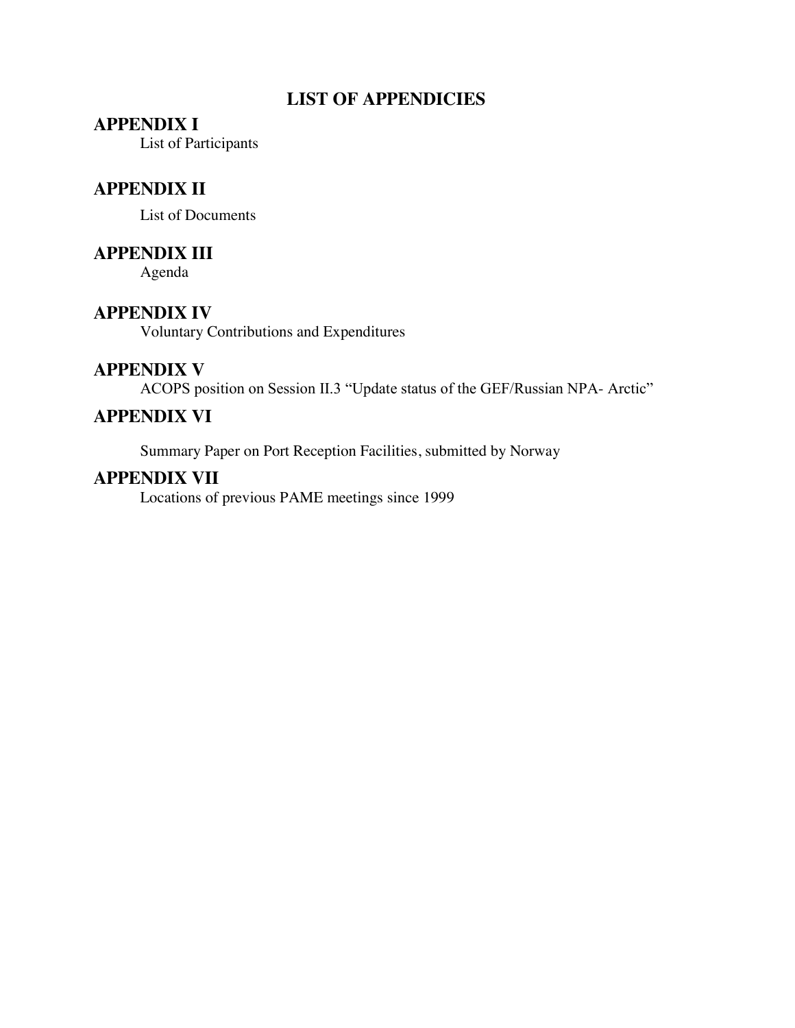# LIST OF APPENDICIES

## APPENDIX I

List of Participants

## APPENDIX II

List of Documents

## APPENDIX III

Agenda

## APPENDIX IV

Voluntary Contributions and Expenditures

## APPENDIX V

ACOPS position on Session II.3 “Update status of the GEF/Russian NPA- Arctic”

## APPENDIX VI

Summary Paper on Port Reception Facilities, submitted by Norway

## APPENDIX VII

Locations of previous PAME meetings since 1999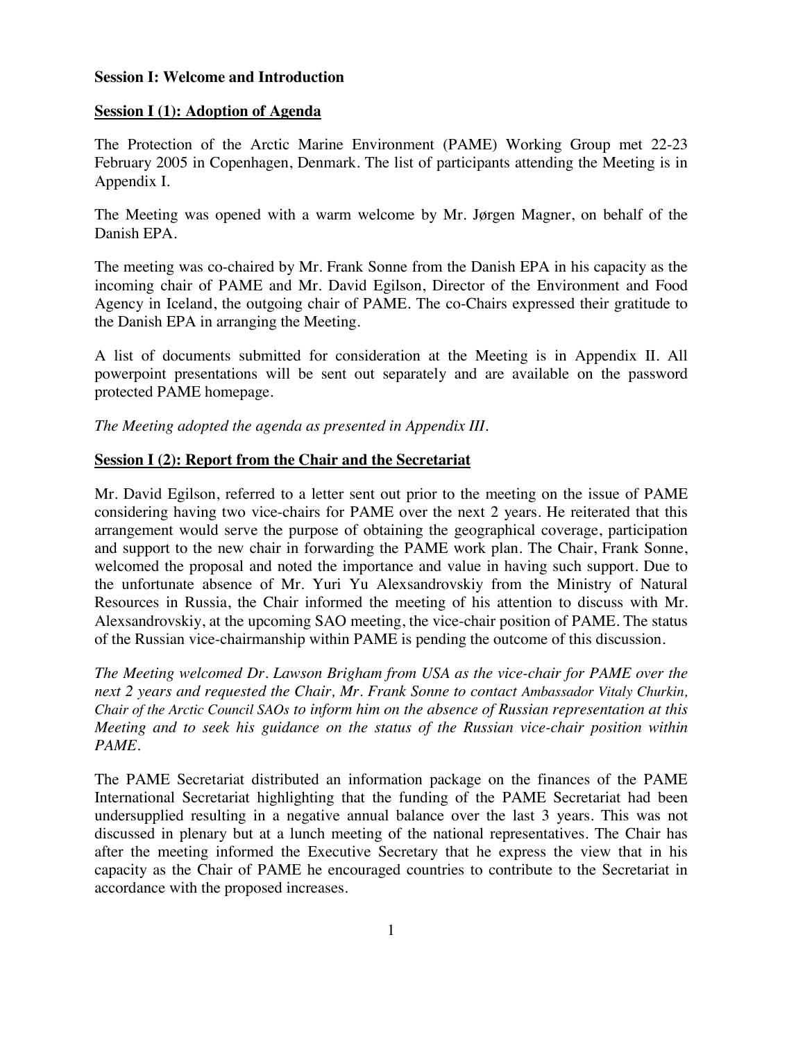**Session I: Welcome and Introduction**

**Session I (1): Adoption of Agenda**

The Protection of the Arctic Marine Environment (PAME) Working Group met 22-23 February 2005 in Copenhagen, Denmark. The list of participants attending the Meeting is in Appendix I.

The Meeting was opened with a warm welcome by Mr. Jørgen Magner, on behalf of the Danish EPA.

The meeting was co-chaired by Mr. Frank Sonne from the Danish EPA in his capacity as the incoming chair of PAME and Mr. David Egilson, Director of the Environment and Food Agency in Iceland, the outgoing chair of PAME. The co-Chairs expressed their gratitude to the Danish EPA in arranging the Meeting.

A list of documents submitted for consideration at the Meeting is in Appendix II. All powerpoint presentations will be sent out separately and are available on the password protected PAME homepage.

*The Meeting adopted the agenda as presented in Appendix III.*

**Session I (2): Report from the Chair and the Secretariat**

Mr. David Egilson, referred to a letter sent out prior to the meeting on the issue of PAME considering having two vice-chairs for PAME over the next 2 years. He reiterated that this arrangement would serve the purpose of obtaining the geographical coverage, participation and support to the new chair in forwarding the PAME work plan. The Chair, Frank Sonne, welcomed the proposal and noted the importance and value in having such support. Due to the unfortunate absence of Mr. Yuri Yu Alexsandrovskiy from the Ministry of Natural Resources in Russia, the Chair informed the meeting of his attention to discuss with Mr. Alexsandrovskiy, at the upcoming SAO meeting, the vice-chair position of PAME. The status of the Russian vice-chairmanship within PAME is pending the outcome of this discussion.

*The Meeting welcomed Dr. Lawson Brigham from USA as the vice-chair for PAME over the next 2 years and requested the Chair, Mr. Frank Sonne to contact Ambassador Vitaly Churkin, Chair of the Arctic Council SAOs to inform him on the absence of Russian representation at this Meeting and to seek his guidance on the status of the Russian vice-chair position within PAME.*

The PAME Secretariat distributed an information package on the finances of the PAME International Secretariat highlighting that the funding of the PAME Secretariat had been undersupplied resulting in a negative annual balance over the last 3 years. This was not discussed in plenary but at a lunch meeting of the national representatives. The Chair has after the meeting informed the Executive Secretary that he express the view that in his capacity as the Chair of PAME he encouraged countries to contribute to the Secretariat in accordance with the proposed increases.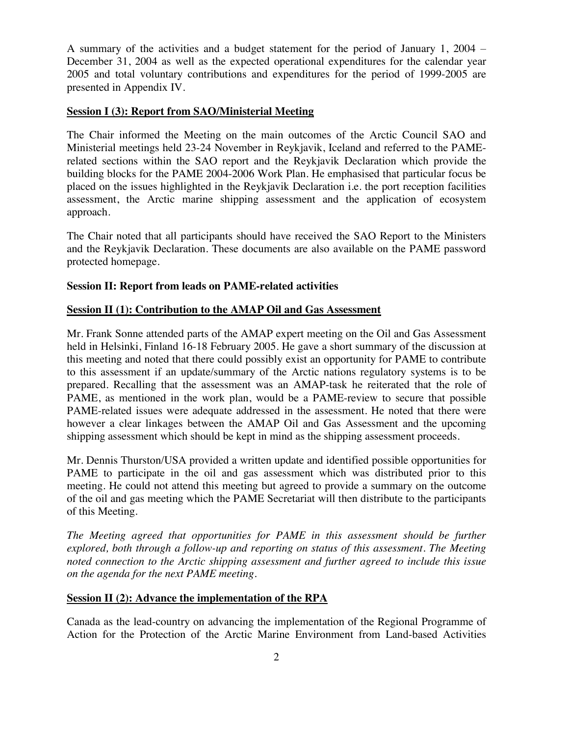A summary of the activities and a budget statement for the period of January 1, 2004 – December 31, 2004 as well as the expected operational expenditures for the calendar year 2005 and total voluntary contributions and expenditures for the period of 1999-2005 are presented in Appendix IV.

**Session I (3): Report from SAO/Ministerial Meeting**

The Chair informed the Meeting on the main outcomes of the Arctic Council SAO and Ministerial meetings held 23-24 November in Reykjavik, Iceland and referred to the PAME-related sections within the SAO report and the Reykjavik Declaration which provide the building blocks for the PAME 2004-2006 Work Plan. He emphasised that particular focus be placed on the issues highlighted in the Reykjavik Declaration i.e. the port reception facilities assessment, the Arctic marine shipping assessment and the application of ecosystem approach.

The Chair noted that all participants should have received the SAO Report to the Ministers and the Reykjavik Declaration. These documents are also available on the PAME password protected homepage.

**Session II: Report from leads on PAME-related activities**

**Session II (1): Contribution to the AMAP Oil and Gas Assessment**

Mr. Frank Sonne attended parts of the AMAP expert meeting on the Oil and Gas Assessment held in Helsinki, Finland 16-18 February 2005. He gave a short summary of the discussion at this meeting and noted that there could possibly exist an opportunity for PAME to contribute to this assessment if an update/summary of the Arctic nations regulatory systems is to be prepared. Recalling that the assessment was an AMAP-task he reiterated that the role of PAME, as mentioned in the work plan, would be a PAME-review to secure that possible PAME-related issues were adequate addressed in the assessment. He noted that there were however a clear linkages between the AMAP Oil and Gas Assessment and the upcoming shipping assessment which should be kept in mind as the shipping assessment proceeds.

Mr. Dennis Thurston/USA provided a written update and identified possible opportunities for PAME to participate in the oil and gas assessment which was distributed prior to this meeting. He could not attend this meeting but agreed to provide a summary on the outcome of the oil and gas meeting which the PAME Secretariat will then distribute to the participants of this Meeting.

*The Meeting agreed that opportunities for PAME in this assessment should be further explored, both through a follow-up and reporting on status of this assessment. The Meeting noted connection to the Arctic shipping assessment and further agreed to include this issue on the agenda for the next PAME meeting.*

**Session II (2): Advance the implementation of the RPA**

Canada as the lead-country on advancing the implementation of the Regional Programme of Action for the Protection of the Arctic Marine Environment from Land-based Activities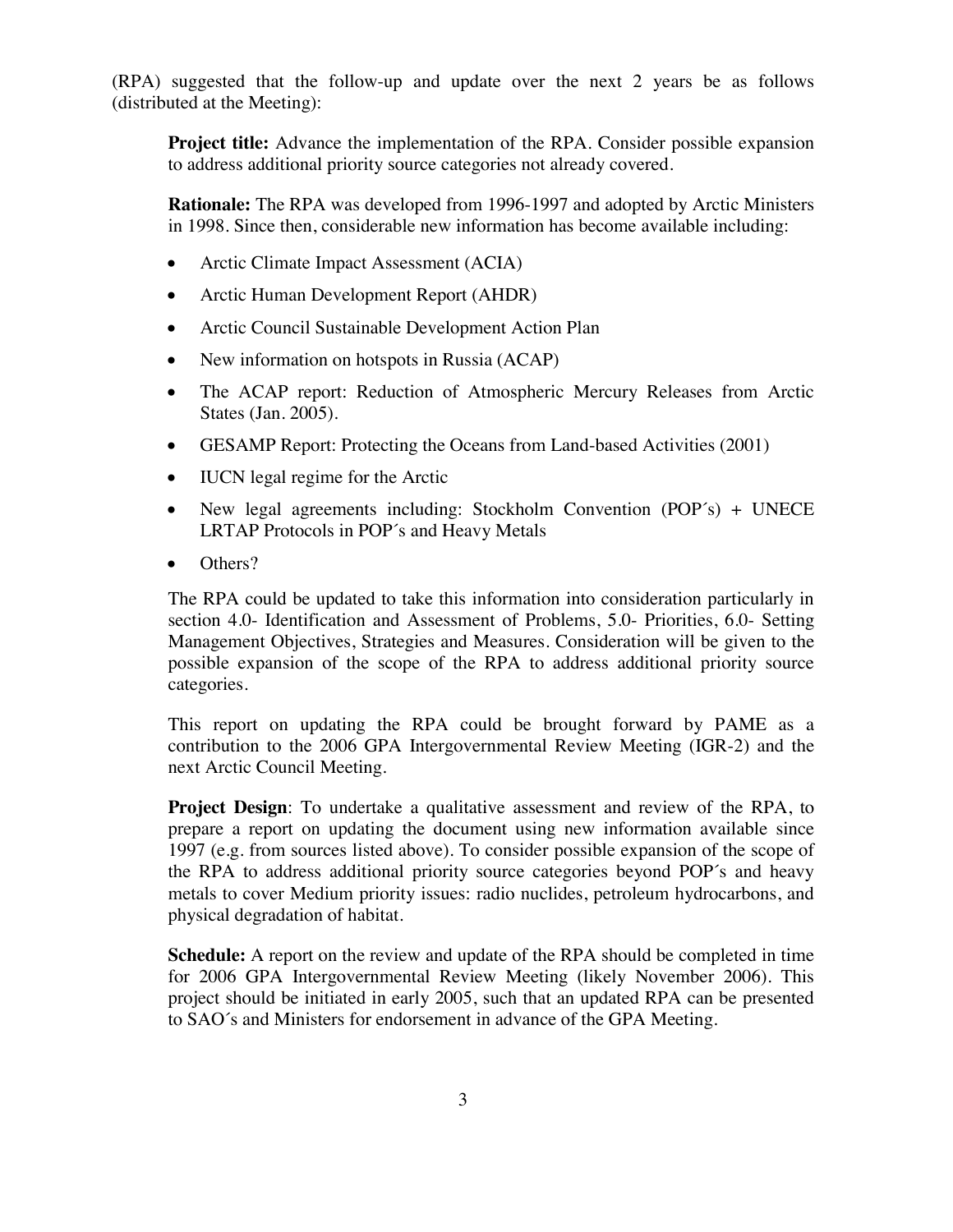(RPA) suggested that the follow-up and update over the next 2 years be as follows (distributed at the Meeting):

**Project title:** Advance the implementation of the RPA. Consider possible expansion to address additional priority source categories not already covered.

**Rationale:** The RPA was developed from 1996-1997 and adopted by Arctic Ministers in 1998. Since then, considerable new information has become available including:

- Arctic Climate Impact Assessment (ACIA)
- Arctic Human Development Report (AHDR)
- Arctic Council Sustainable Development Action Plan
- New information on hotspots in Russia (ACAP)
- The ACAP report: Reduction of Atmospheric Mercury Releases from Arctic States (Jan. 2005).
- GESAMP Report: Protecting the Oceans from Land-based Activities (2001)
- IUCN legal regime for the Arctic
- New legal agreements including: Stockholm Convention (POP´s) + UNECE LRTAP Protocols in POP´s and Heavy Metals
- Others?

The RPA could be updated to take this information into consideration particularly in section 4.0- Identification and Assessment of Problems, 5.0- Priorities, 6.0- Setting Management Objectives, Strategies and Measures. Consideration will be given to the possible expansion of the scope of the RPA to address additional priority source categories.

This report on updating the RPA could be brought forward by PAME as a contribution to the 2006 GPA Intergovernmental Review Meeting (IGR-2) and the next Arctic Council Meeting.

**Project Design**: To undertake a qualitative assessment and review of the RPA, to prepare a report on updating the document using new information available since 1997 (e.g. from sources listed above). To consider possible expansion of the scope of the RPA to address additional priority source categories beyond POP´s and heavy metals to cover Medium priority issues: radio nuclides, petroleum hydrocarbons, and physical degradation of habitat.

**Schedule:** A report on the review and update of the RPA should be completed in time for 2006 GPA Intergovernmental Review Meeting (likely November 2006). This project should be initiated in early 2005, such that an updated RPA can be presented to SAO´s and Ministers for endorsement in advance of the GPA Meeting.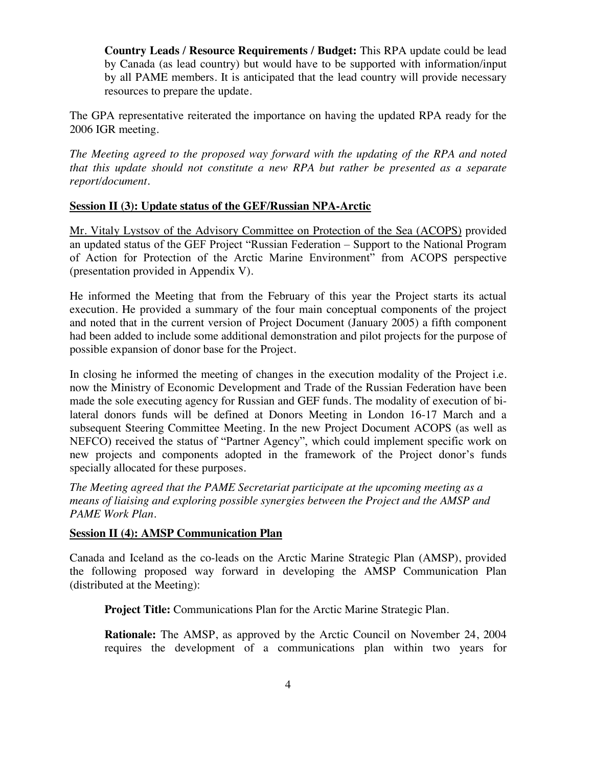**Country Leads / Resource Requirements / Budget:** This RPA update could be lead by Canada (as lead country) but would have to be supported with information/input by all PAME members. It is anticipated that the lead country will provide necessary resources to prepare the update.

The GPA representative reiterated the importance on having the updated RPA ready for the 2006 IGR meeting.

*The Meeting agreed to the proposed way forward with the updating of the RPA and noted that this update should not constitute a new RPA but rather be presented as a separate report/document.*

**Session II (3): Update status of the GEF/Russian NPA-Arctic**

Mr. Vitaly Lystsov of the Advisory Committee on Protection of the Sea (ACOPS) provided an updated status of the GEF Project "Russian Federation – Support to the National Program of Action for Protection of the Arctic Marine Environment" from ACOPS perspective (presentation provided in Appendix V).

He informed the Meeting that from the February of this year the Project starts its actual execution. He provided a summary of the four main conceptual components of the project and noted that in the current version of Project Document (January 2005) a fifth component had been added to include some additional demonstration and pilot projects for the purpose of possible expansion of donor base for the Project.

In closing he informed the meeting of changes in the execution modality of the Project i.e. now the Ministry of Economic Development and Trade of the Russian Federation have been made the sole executing agency for Russian and GEF funds. The modality of execution of bi-lateral donors funds will be defined at Donors Meeting in London 16-17 March and a subsequent Steering Committee Meeting. In the new Project Document ACOPS (as well as NEFCO) received the status of "Partner Agency", which could implement specific work on new projects and components adopted in the framework of the Project donor's funds specially allocated for these purposes.

*The Meeting agreed that the PAME Secretariat participate at the upcoming meeting as a means of liaising and exploring possible synergies between the Project and the AMSP and PAME Work Plan.*

**Session II (4): AMSP Communication Plan**

Canada and Iceland as the co-leads on the Arctic Marine Strategic Plan (AMSP), provided the following proposed way forward in developing the AMSP Communication Plan (distributed at the Meeting):

**Project Title:** Communications Plan for the Arctic Marine Strategic Plan.

**Rationale:** The AMSP, as approved by the Arctic Council on November 24, 2004 requires the development of a communications plan within two years for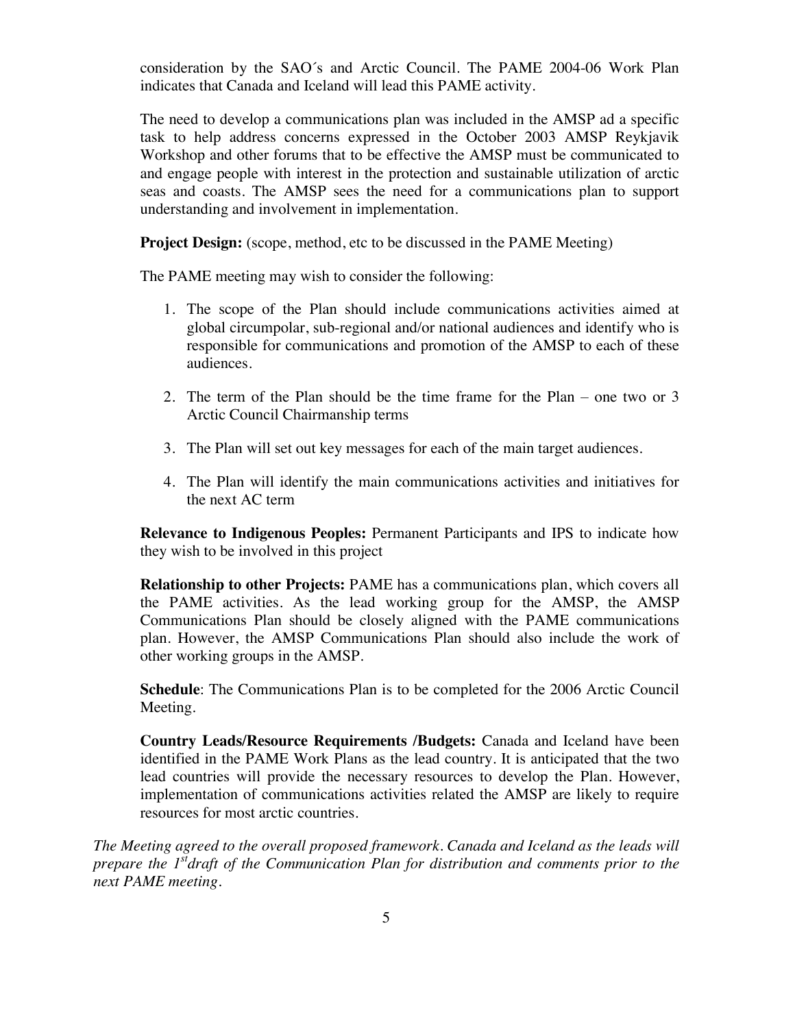consideration by the SAO´s and Arctic Council. The PAME 2004-06 Work Plan indicates that Canada and Iceland will lead this PAME activity.

The need to develop a communications plan was included in the AMSP ad a specific task to help address concerns expressed in the October 2003 AMSP Reykjavik Workshop and other forums that to be effective the AMSP must be communicated to and engage people with interest in the protection and sustainable utilization of arctic seas and coasts. The AMSP sees the need for a communications plan to support understanding and involvement in implementation.

**Project Design:** (scope, method, etc to be discussed in the PAME Meeting)

The PAME meeting may wish to consider the following:

1. The scope of the Plan should include communications activities aimed at global circumpolar, sub-regional and/or national audiences and identify who is responsible for communications and promotion of the AMSP to each of these audiences.
2. The term of the Plan should be the time frame for the Plan – one two or 3 Arctic Council Chairmanship terms
3. The Plan will set out key messages for each of the main target audiences.
4. The Plan will identify the main communications activities and initiatives for the next AC term

**Relevance to Indigenous Peoples:** Permanent Participants and IPS to indicate how they wish to be involved in this project

**Relationship to other Projects:** PAME has a communications plan, which covers all the PAME activities. As the lead working group for the AMSP, the AMSP Communications Plan should be closely aligned with the PAME communications plan. However, the AMSP Communications Plan should also include the work of other working groups in the AMSP.

**Schedule**: The Communications Plan is to be completed for the 2006 Arctic Council Meeting.

**Country Leads/Resource Requirements /Budgets:** Canada and Iceland have been identified in the PAME Work Plans as the lead country. It is anticipated that the two lead countries will provide the necessary resources to develop the Plan. However, implementation of communications activities related the AMSP are likely to require resources for most arctic countries.

*The Meeting agreed to the overall proposed framework. Canada and Iceland as the leads will prepare the 1st draft of the Communication Plan for distribution and comments prior to the next PAME meeting.*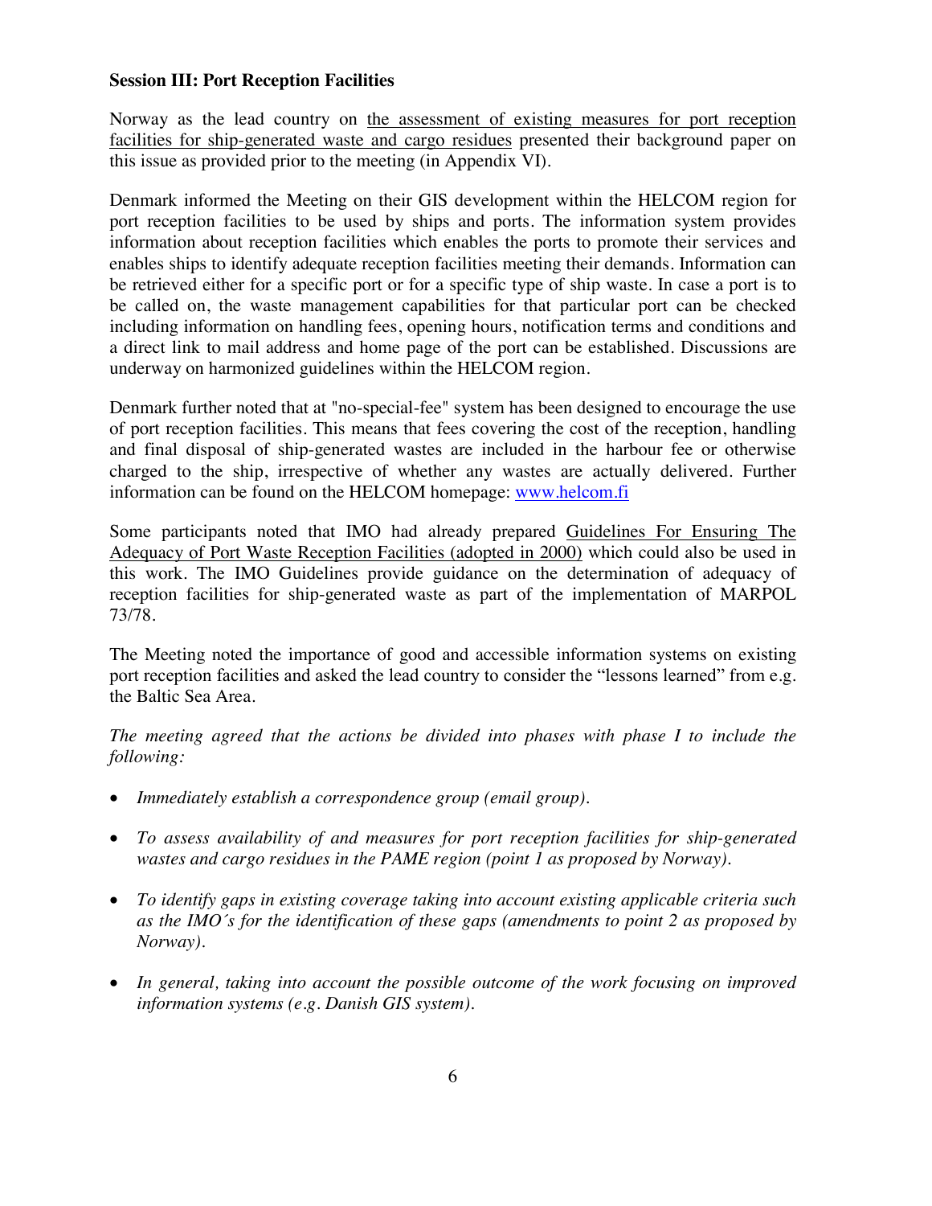**Session III: Port Reception Facilities**

Norway as the lead country on the assessment of existing measures for port reception facilities for ship-generated waste and cargo residues presented their background paper on this issue as provided prior to the meeting (in Appendix VI).

Denmark informed the Meeting on their GIS development within the HELCOM region for port reception facilities to be used by ships and ports. The information system provides information about reception facilities which enables the ports to promote their services and enables ships to identify adequate reception facilities meeting their demands. Information can be retrieved either for a specific port or for a specific type of ship waste. In case a port is to be called on, the waste management capabilities for that particular port can be checked including information on handling fees, opening hours, notification terms and conditions and a direct link to mail address and home page of the port can be established. Discussions are underway on harmonized guidelines within the HELCOM region.

Denmark further noted that at "no-special-fee" system has been designed to encourage the use of port reception facilities. This means that fees covering the cost of the reception, handling and final disposal of ship-generated wastes are included in the harbour fee or otherwise charged to the ship, irrespective of whether any wastes are actually delivered. Further information can be found on the HELCOM homepage: www.helcom.fi

Some participants noted that IMO had already prepared Guidelines For Ensuring The Adequacy of Port Waste Reception Facilities (adopted in 2000) which could also be used in this work. The IMO Guidelines provide guidance on the determination of adequacy of reception facilities for ship-generated waste as part of the implementation of MARPOL 73/78.

The Meeting noted the importance of good and accessible information systems on existing port reception facilities and asked the lead country to consider the "lessons learned" from e.g. the Baltic Sea Area.

*The meeting agreed that the actions be divided into phases with phase I to include the following:*

- *Immediately establish a correspondence group (email group).*
- *To assess availability of and measures for port reception facilities for ship-generated wastes and cargo residues in the PAME region (point 1 as proposed by Norway).*
- *To identify gaps in existing coverage taking into account existing applicable criteria such as the IMO´s for the identification of these gaps (amendments to point 2 as proposed by Norway).*
- *In general, taking into account the possible outcome of the work focusing on improved information systems (e.g. Danish GIS system).*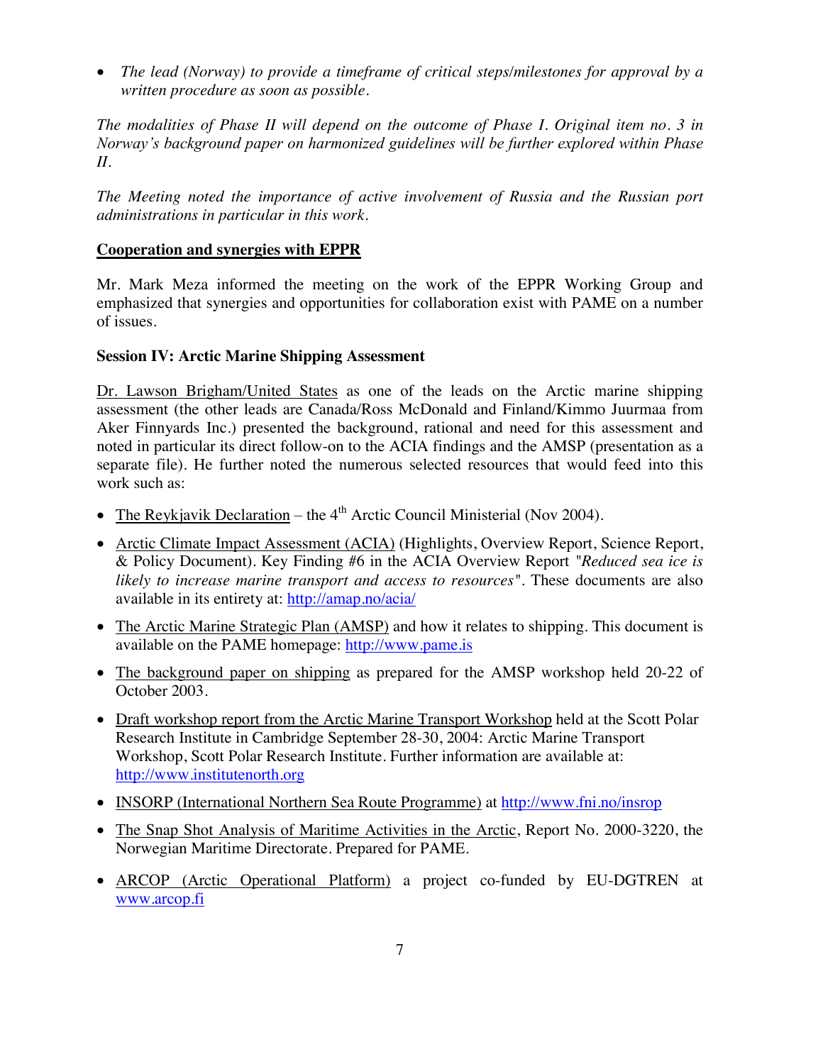- *The lead (Norway) to provide a timeframe of critical steps/milestones for approval by a written procedure as soon as possible.*

*The modalities of Phase II will depend on the outcome of Phase I. Original item no. 3 in Norway's background paper on harmonized guidelines will be further explored within Phase II.*

*The Meeting noted the importance of active involvement of Russia and the Russian port administrations in particular in this work.*

**Cooperation and synergies with EPPR**

Mr. Mark Meza informed the meeting on the work of the EPPR Working Group and emphasized that synergies and opportunities for collaboration exist with PAME on a number of issues.

**Session IV: Arctic Marine Shipping Assessment**

Dr. Lawson Brigham/United States as one of the leads on the Arctic marine shipping assessment (the other leads are Canada/Ross McDonald and Finland/Kimmo Juurmaa from Aker Finnyards Inc.) presented the background, rational and need for this assessment and noted in particular its direct follow-on to the ACIA findings and the AMSP (presentation as a separate file). He further noted the numerous selected resources that would feed into this work such as:

- The Reykjavik Declaration – the 4th Arctic Council Ministerial (Nov 2004).
- Arctic Climate Impact Assessment (ACIA) (Highlights, Overview Report, Science Report, & Policy Document). Key Finding #6 in the ACIA Overview Report "*Reduced sea ice is likely to increase marine transport and access to resources*". These documents are also available in its entirety at: http://amap.no/acia/
- The Arctic Marine Strategic Plan (AMSP) and how it relates to shipping. This document is available on the PAME homepage: http://www.pame.is
- The background paper on shipping as prepared for the AMSP workshop held 20-22 of October 2003.
- Draft workshop report from the Arctic Marine Transport Workshop held at the Scott Polar Research Institute in Cambridge September 28-30, 2004: Arctic Marine Transport Workshop, Scott Polar Research Institute. Further information are available at: http://www.institutenorth.org
- INSORP (International Northern Sea Route Programme) at http://www.fni.no/insrop
- The Snap Shot Analysis of Maritime Activities in the Arctic, Report No. 2000-3220, the Norwegian Maritime Directorate. Prepared for PAME.
- ARCOP (Arctic Operational Platform) a project co-funded by EU-DGTREN at www.arcop.fi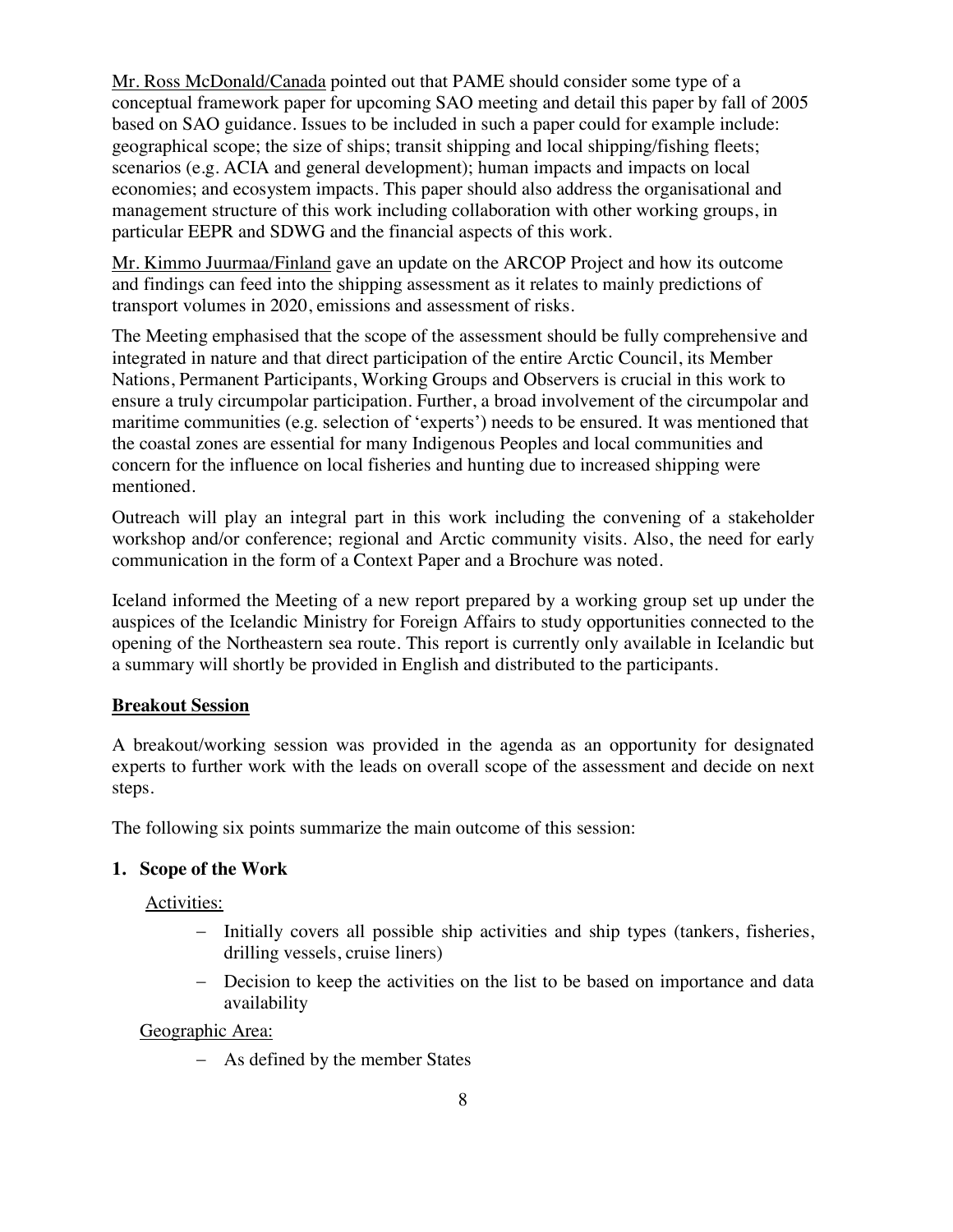<u>Mr. Ross McDonald/Canada</u> pointed out that PAME should consider some type of a conceptual framework paper for upcoming SAO meeting and detail this paper by fall of 2005 based on SAO guidance. Issues to be included in such a paper could for example include: geographical scope; the size of ships; transit shipping and local shipping/fishing fleets; scenarios (e.g. ACIA and general development); human impacts and impacts on local economies; and ecosystem impacts. This paper should also address the organisational and management structure of this work including collaboration with other working groups, in particular EEPR and SDWG and the financial aspects of this work.

<u>Mr. Kimmo Juurmaa/Finland</u> gave an update on the ARCOP Project and how its outcome and findings can feed into the shipping assessment as it relates to mainly predictions of transport volumes in 2020, emissions and assessment of risks.

The Meeting emphasised that the scope of the assessment should be fully comprehensive and integrated in nature and that direct participation of the entire Arctic Council, its Member Nations, Permanent Participants, Working Groups and Observers is crucial in this work to ensure a truly circumpolar participation. Further, a broad involvement of the circumpolar and maritime communities (e.g. selection of 'experts') needs to be ensured. It was mentioned that the coastal zones are essential for many Indigenous Peoples and local communities and concern for the influence on local fisheries and hunting due to increased shipping were mentioned.

Outreach will play an integral part in this work including the convening of a stakeholder workshop and/or conference; regional and Arctic community visits. Also, the need for early communication in the form of a Context Paper and a Brochure was noted.

Iceland informed the Meeting of a new report prepared by a working group set up under the auspices of the Icelandic Ministry for Foreign Affairs to study opportunities connected to the opening of the Northeastern sea route. This report is currently only available in Icelandic but a summary will shortly be provided in English and distributed to the participants.

## Breakout Session

A breakout/working session was provided in the agenda as an opportunity for designated experts to further work with the leads on overall scope of the assessment and decide on next steps.

The following six points summarize the main outcome of this session:

**1. Scope of the Work**

<u>Activities:</u>

- Initially covers all possible ship activities and ship types (tankers, fisheries, drilling vessels, cruise liners)
- Decision to keep the activities on the list to be based on importance and data availability

<u>Geographic Area:</u>

- As defined by the member States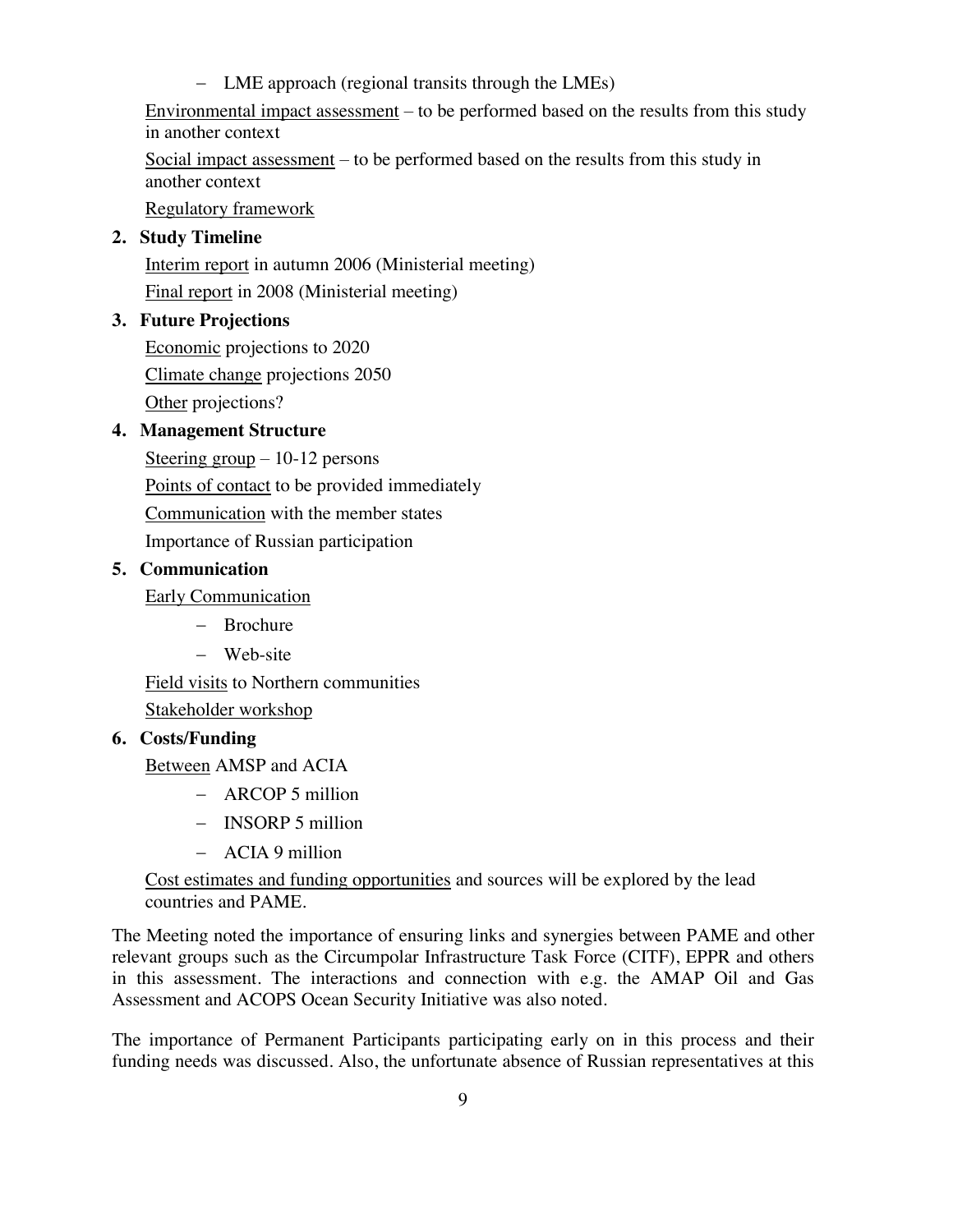- LME approach (regional transits through the LMEs)

Environmental impact assessment – to be performed based on the results from this study in another context

Social impact assessment – to be performed based on the results from this study in another context

Regulatory framework

**2. Study Timeline**

Interim report in autumn 2006 (Ministerial meeting)

Final report in 2008 (Ministerial meeting)

**3. Future Projections**

Economic projections to 2020

Climate change projections 2050

Other projections?

**4. Management Structure**

Steering group – 10-12 persons

Points of contact to be provided immediately

Communication with the member states

Importance of Russian participation

**5. Communication**

Early Communication

- Brochure
- Web-site

Field visits to Northern communities

Stakeholder workshop

**6. Costs/Funding**

Between AMSP and ACIA

- ARCOP 5 million
- INSORP 5 million
- ACIA 9 million

Cost estimates and funding opportunities and sources will be explored by the lead countries and PAME.

The Meeting noted the importance of ensuring links and synergies between PAME and other relevant groups such as the Circumpolar Infrastructure Task Force (CITF), EPPR and others in this assessment. The interactions and connection with e.g. the AMAP Oil and Gas Assessment and ACOPS Ocean Security Initiative was also noted.

The importance of Permanent Participants participating early on in this process and their funding needs was discussed. Also, the unfortunate absence of Russian representatives at this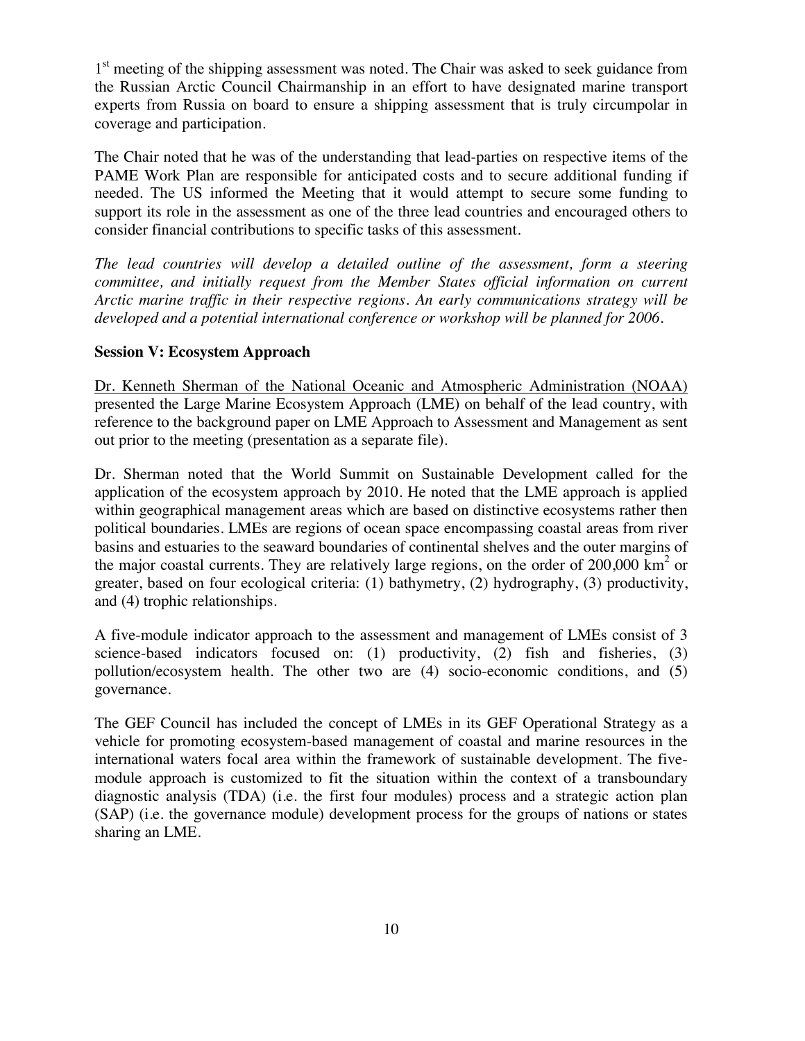1st meeting of the shipping assessment was noted. The Chair was asked to seek guidance from the Russian Arctic Council Chairmanship in an effort to have designated marine transport experts from Russia on board to ensure a shipping assessment that is truly circumpolar in coverage and participation.

The Chair noted that he was of the understanding that lead-parties on respective items of the PAME Work Plan are responsible for anticipated costs and to secure additional funding if needed. The US informed the Meeting that it would attempt to secure some funding to support its role in the assessment as one of the three lead countries and encouraged others to consider financial contributions to specific tasks of this assessment.

*The lead countries will develop a detailed outline of the assessment, form a steering committee, and initially request from the Member States official information on current Arctic marine traffic in their respective regions. An early communications strategy will be developed and a potential international conference or workshop will be planned for 2006.*

**Session V: Ecosystem Approach**

Dr. Kenneth Sherman of the National Oceanic and Atmospheric Administration (NOAA) presented the Large Marine Ecosystem Approach (LME) on behalf of the lead country, with reference to the background paper on LME Approach to Assessment and Management as sent out prior to the meeting (presentation as a separate file).

Dr. Sherman noted that the World Summit on Sustainable Development called for the application of the ecosystem approach by 2010. He noted that the LME approach is applied within geographical management areas which are based on distinctive ecosystems rather then political boundaries. LMEs are regions of ocean space encompassing coastal areas from river basins and estuaries to the seaward boundaries of continental shelves and the outer margins of the major coastal currents. They are relatively large regions, on the order of 200,000 $km^2$ or greater, based on four ecological criteria: (1) bathymetry, (2) hydrography, (3) productivity, and (4) trophic relationships.

A five-module indicator approach to the assessment and management of LMEs consist of 3 science-based indicators focused on: (1) productivity, (2) fish and fisheries, (3) pollution/ecosystem health. The other two are (4) socio-economic conditions, and (5) governance.

The GEF Council has included the concept of LMEs in its GEF Operational Strategy as a vehicle for promoting ecosystem-based management of coastal and marine resources in the international waters focal area within the framework of sustainable development. The five-module approach is customized to fit the situation within the context of a transboundary diagnostic analysis (TDA) (i.e. the first four modules) process and a strategic action plan (SAP) (i.e. the governance module) development process for the groups of nations or states sharing an LME.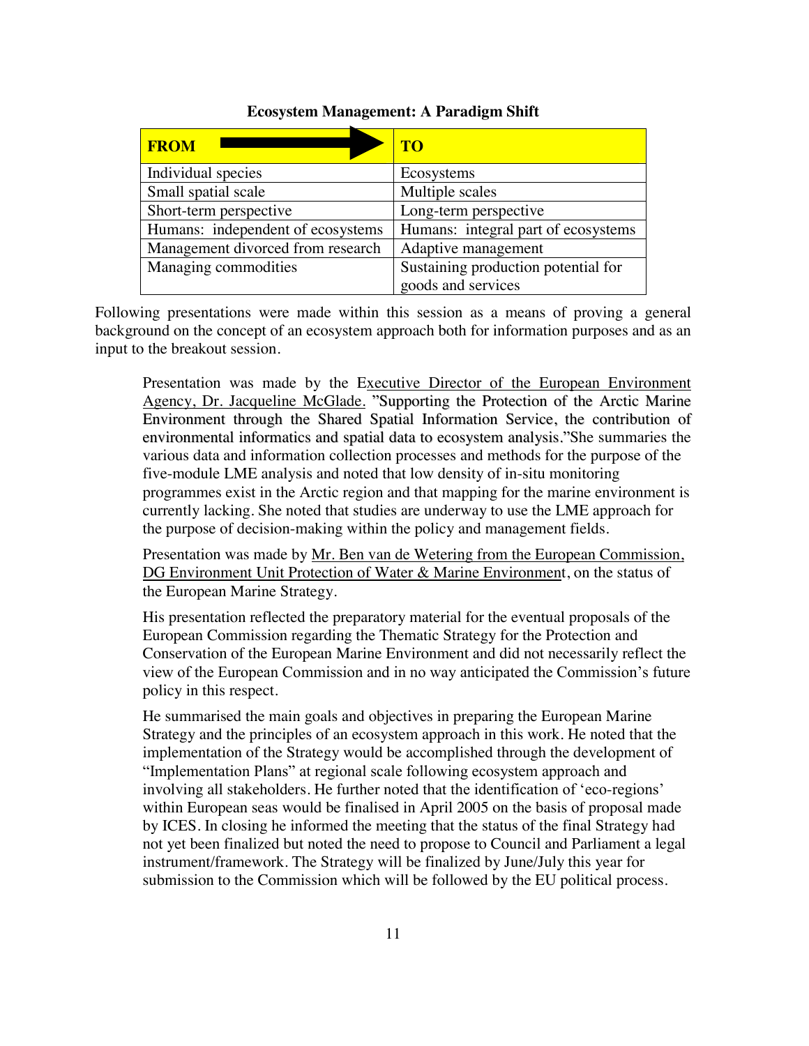**Ecosystem Management: A Paradigm Shift**

| FROM → | TO |
| --- | --- |
| Individual species | Ecosystems |
| Small spatial scale | Multiple scales |
| Short-term perspective | Long-term perspective |
| Humans: independent of ecosystems | Humans: integral part of ecosystems |
| Management divorced from research | Adaptive management |
| Managing commodities | Sustaining production potential for goods and services |

Following presentations were made within this session as a means of proving a general background on the concept of an ecosystem approach both for information purposes and as an input to the breakout session.

> Presentation was made by the Executive Director of the European Environment Agency, Dr. Jacqueline McGlade. "Supporting the Protection of the Arctic Marine Environment through the Shared Spatial Information Service, the contribution of environmental informatics and spatial data to ecosystem analysis."She summaries the various data and information collection processes and methods for the purpose of the five-module LME analysis and noted that low density of in-situ monitoring programmes exist in the Arctic region and that mapping for the marine environment is currently lacking. She noted that studies are underway to use the LME approach for the purpose of decision-making within the policy and management fields.
>
> Presentation was made by Mr. Ben van de Wetering from the European Commission, DG Environment Unit Protection of Water & Marine Environment, on the status of the European Marine Strategy.
>
> His presentation reflected the preparatory material for the eventual proposals of the European Commission regarding the Thematic Strategy for the Protection and Conservation of the European Marine Environment and did not necessarily reflect the view of the European Commission and in no way anticipated the Commission's future policy in this respect.
>
> He summarised the main goals and objectives in preparing the European Marine Strategy and the principles of an ecosystem approach in this work. He noted that the implementation of the Strategy would be accomplished through the development of "Implementation Plans" at regional scale following ecosystem approach and involving all stakeholders. He further noted that the identification of 'eco-regions' within European seas would be finalised in April 2005 on the basis of proposal made by ICES. In closing he informed the meeting that the status of the final Strategy had not yet been finalized but noted the need to propose to Council and Parliament a legal instrument/framework. The Strategy will be finalized by June/July this year for submission to the Commission which will be followed by the EU political process.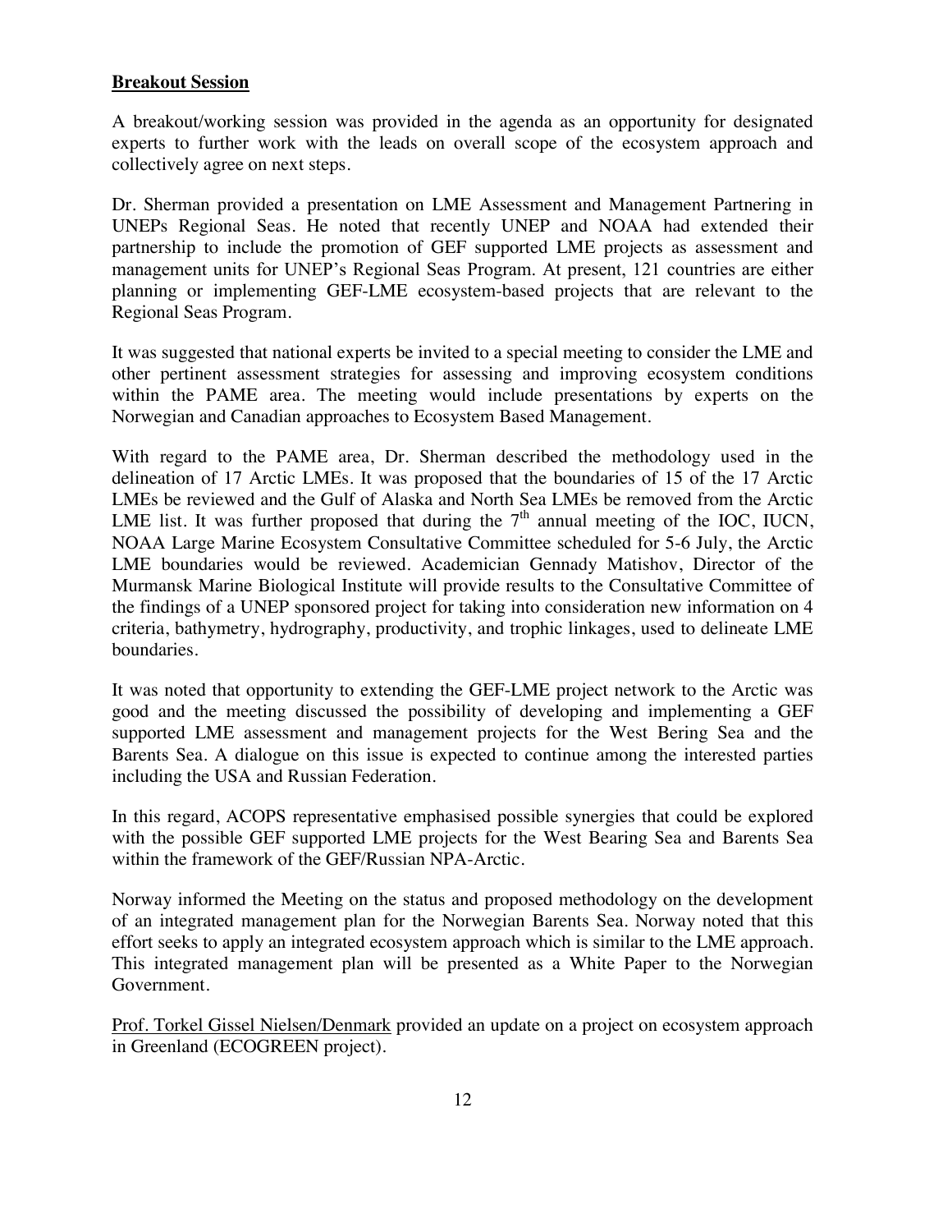**Breakout Session**

A breakout/working session was provided in the agenda as an opportunity for designated experts to further work with the leads on overall scope of the ecosystem approach and collectively agree on next steps.

Dr. Sherman provided a presentation on LME Assessment and Management Partnering in UNEPs Regional Seas. He noted that recently UNEP and NOAA had extended their partnership to include the promotion of GEF supported LME projects as assessment and management units for UNEP's Regional Seas Program. At present, 121 countries are either planning or implementing GEF-LME ecosystem-based projects that are relevant to the Regional Seas Program.

It was suggested that national experts be invited to a special meeting to consider the LME and other pertinent assessment strategies for assessing and improving ecosystem conditions within the PAME area. The meeting would include presentations by experts on the Norwegian and Canadian approaches to Ecosystem Based Management.

With regard to the PAME area, Dr. Sherman described the methodology used in the delineation of 17 Arctic LMEs. It was proposed that the boundaries of 15 of the 17 Arctic LMEs be reviewed and the Gulf of Alaska and North Sea LMEs be removed from the Arctic LME list. It was further proposed that during the 7th annual meeting of the IOC, IUCN, NOAA Large Marine Ecosystem Consultative Committee scheduled for 5-6 July, the Arctic LME boundaries would be reviewed. Academician Gennady Matishov, Director of the Murmansk Marine Biological Institute will provide results to the Consultative Committee of the findings of a UNEP sponsored project for taking into consideration new information on 4 criteria, bathymetry, hydrography, productivity, and trophic linkages, used to delineate LME boundaries.

It was noted that opportunity to extending the GEF-LME project network to the Arctic was good and the meeting discussed the possibility of developing and implementing a GEF supported LME assessment and management projects for the West Bering Sea and the Barents Sea. A dialogue on this issue is expected to continue among the interested parties including the USA and Russian Federation.

In this regard, ACOPS representative emphasised possible synergies that could be explored with the possible GEF supported LME projects for the West Bearing Sea and Barents Sea within the framework of the GEF/Russian NPA-Arctic.

Norway informed the Meeting on the status and proposed methodology on the development of an integrated management plan for the Norwegian Barents Sea. Norway noted that this effort seeks to apply an integrated ecosystem approach which is similar to the LME approach. This integrated management plan will be presented as a White Paper to the Norwegian Government.

Prof. Torkel Gissel Nielsen/Denmark provided an update on a project on ecosystem approach in Greenland (ECOGREEN project).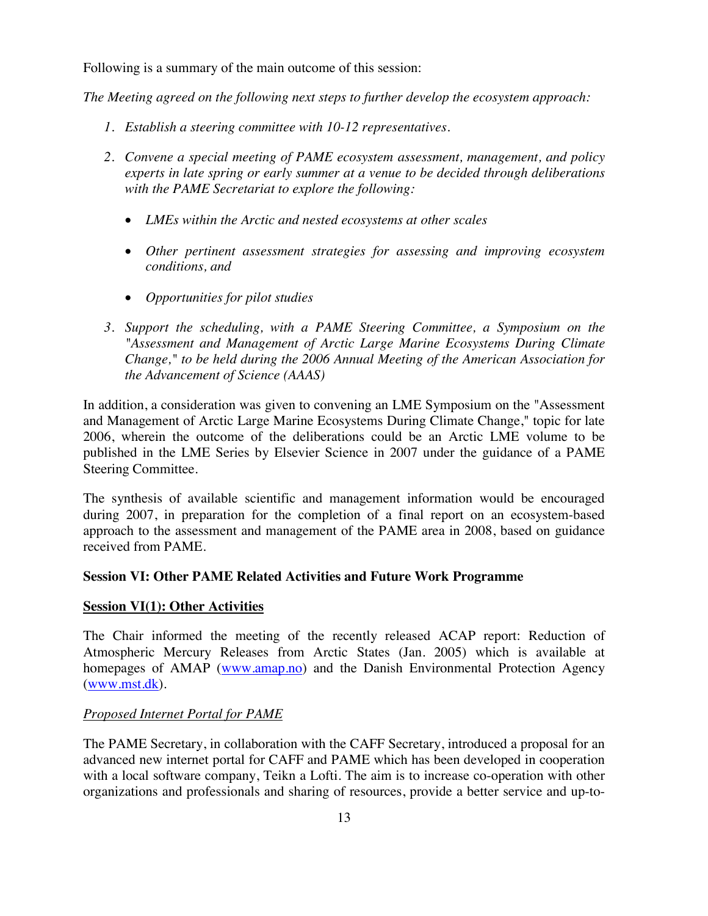Following is a summary of the main outcome of this session:

*The Meeting agreed on the following next steps to further develop the ecosystem approach:*

1. *Establish a steering committee with 10-12 representatives.*

2. *Convene a special meeting of PAME ecosystem assessment, management, and policy experts in late spring or early summer at a venue to be decided through deliberations with the PAME Secretariat to explore the following:*

    - *LMEs within the Arctic and nested ecosystems at other scales*

    - *Other pertinent assessment strategies for assessing and improving ecosystem conditions, and*

    - *Opportunities for pilot studies*

3. *Support the scheduling, with a PAME Steering Committee, a Symposium on the "Assessment and Management of Arctic Large Marine Ecosystems During Climate Change," to be held during the 2006 Annual Meeting of the American Association for the Advancement of Science (AAAS)*

In addition, a consideration was given to convening an LME Symposium on the "Assessment and Management of Arctic Large Marine Ecosystems During Climate Change," topic for late 2006, wherein the outcome of the deliberations could be an Arctic LME volume to be published in the LME Series by Elsevier Science in 2007 under the guidance of a PAME Steering Committee.

The synthesis of available scientific and management information would be encouraged during 2007, in preparation for the completion of a final report on an ecosystem-based approach to the assessment and management of the PAME area in 2008, based on guidance received from PAME.

**Session VI: Other PAME Related Activities and Future Work Programme**

**Session VI(1): Other Activities**

The Chair informed the meeting of the recently released ACAP report: Reduction of Atmospheric Mercury Releases from Arctic States (Jan. 2005) which is available at homepages of AMAP (www.amap.no) and the Danish Environmental Protection Agency (www.mst.dk).

*Proposed Internet Portal for PAME*

The PAME Secretary, in collaboration with the CAFF Secretary, introduced a proposal for an advanced new internet portal for CAFF and PAME which has been developed in cooperation with a local software company, Teikn a Lofti. The aim is to increase co-operation with other organizations and professionals and sharing of resources, provide a better service and up-to-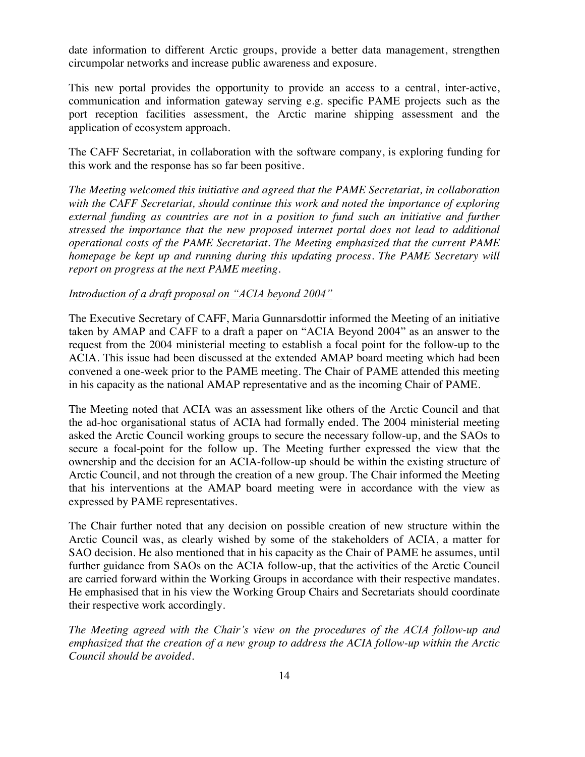date information to different Arctic groups, provide a better data management, strengthen circumpolar networks and increase public awareness and exposure.

This new portal provides the opportunity to provide an access to a central, inter-active, communication and information gateway serving e.g. specific PAME projects such as the port reception facilities assessment, the Arctic marine shipping assessment and the application of ecosystem approach.

The CAFF Secretariat, in collaboration with the software company, is exploring funding for this work and the response has so far been positive.

*The Meeting welcomed this initiative and agreed that the PAME Secretariat, in collaboration with the CAFF Secretariat, should continue this work and noted the importance of exploring external funding as countries are not in a position to fund such an initiative and further stressed the importance that the new proposed internet portal does not lead to additional operational costs of the PAME Secretariat. The Meeting emphasized that the current PAME homepage be kept up and running during this updating process. The PAME Secretary will report on progress at the next PAME meeting.*

*Introduction of a draft proposal on "ACIA beyond 2004"*

The Executive Secretary of CAFF, Maria Gunnarsdottir informed the Meeting of an initiative taken by AMAP and CAFF to a draft a paper on "ACIA Beyond 2004" as an answer to the request from the 2004 ministerial meeting to establish a focal point for the follow-up to the ACIA. This issue had been discussed at the extended AMAP board meeting which had been convened a one-week prior to the PAME meeting. The Chair of PAME attended this meeting in his capacity as the national AMAP representative and as the incoming Chair of PAME.

The Meeting noted that ACIA was an assessment like others of the Arctic Council and that the ad-hoc organisational status of ACIA had formally ended. The 2004 ministerial meeting asked the Arctic Council working groups to secure the necessary follow-up, and the SAOs to secure a focal-point for the follow up. The Meeting further expressed the view that the ownership and the decision for an ACIA-follow-up should be within the existing structure of Arctic Council, and not through the creation of a new group. The Chair informed the Meeting that his interventions at the AMAP board meeting were in accordance with the view as expressed by PAME representatives.

The Chair further noted that any decision on possible creation of new structure within the Arctic Council was, as clearly wished by some of the stakeholders of ACIA, a matter for SAO decision. He also mentioned that in his capacity as the Chair of PAME he assumes, until further guidance from SAOs on the ACIA follow-up, that the activities of the Arctic Council are carried forward within the Working Groups in accordance with their respective mandates. He emphasised that in his view the Working Group Chairs and Secretariats should coordinate their respective work accordingly.

*The Meeting agreed with the Chair's view on the procedures of the ACIA follow-up and emphasized that the creation of a new group to address the ACIA follow-up within the Arctic Council should be avoided.*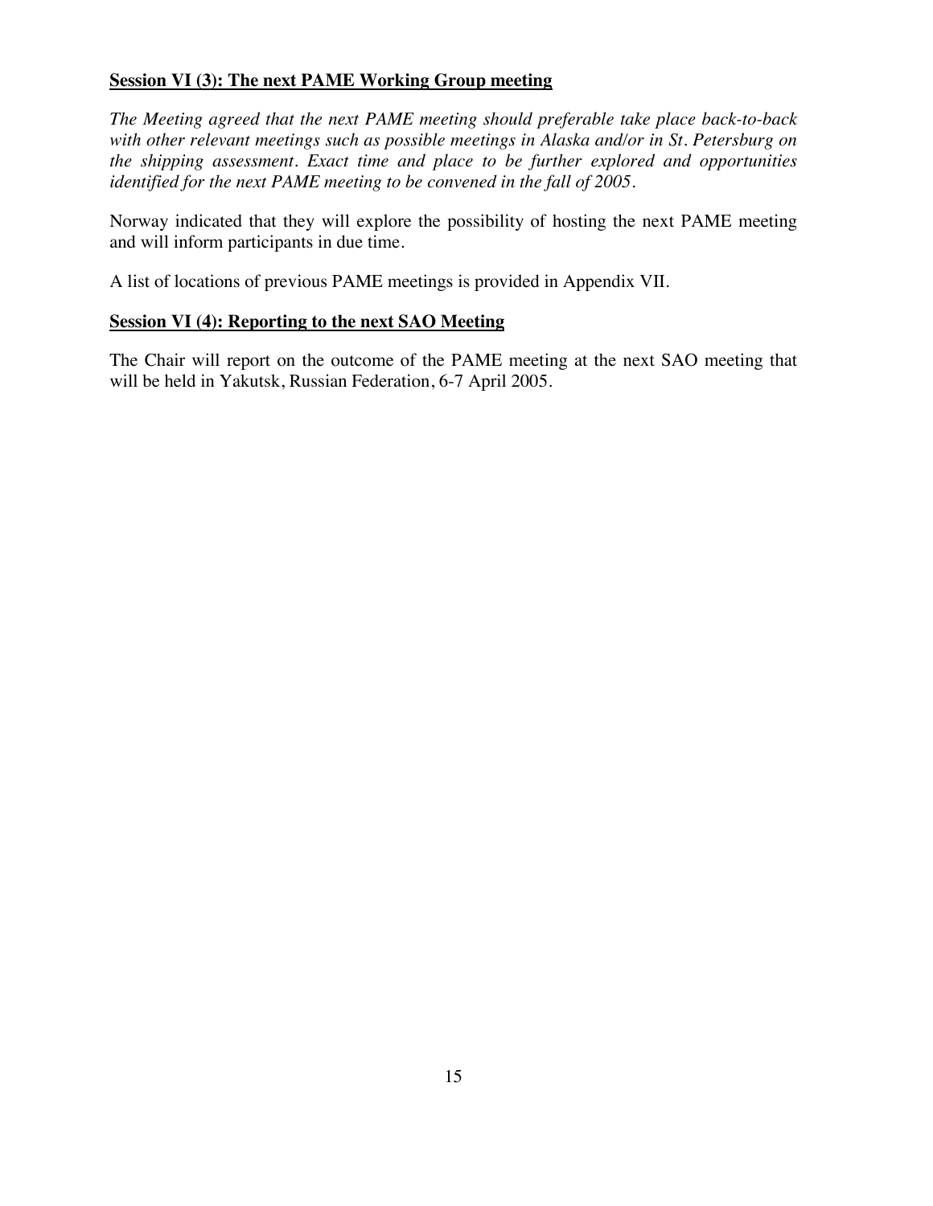**Session VI (3): The next PAME Working Group meeting**

*The Meeting agreed that the next PAME meeting should preferable take place back-to-back with other relevant meetings such as possible meetings in Alaska and/or in St. Petersburg on the shipping assessment. Exact time and place to be further explored and opportunities identified for the next PAME meeting to be convened in the fall of 2005.*

Norway indicated that they will explore the possibility of hosting the next PAME meeting and will inform participants in due time.

A list of locations of previous PAME meetings is provided in Appendix VII.

**Session VI (4): Reporting to the next SAO Meeting**

The Chair will report on the outcome of the PAME meeting at the next SAO meeting that will be held in Yakutsk, Russian Federation, 6-7 April 2005.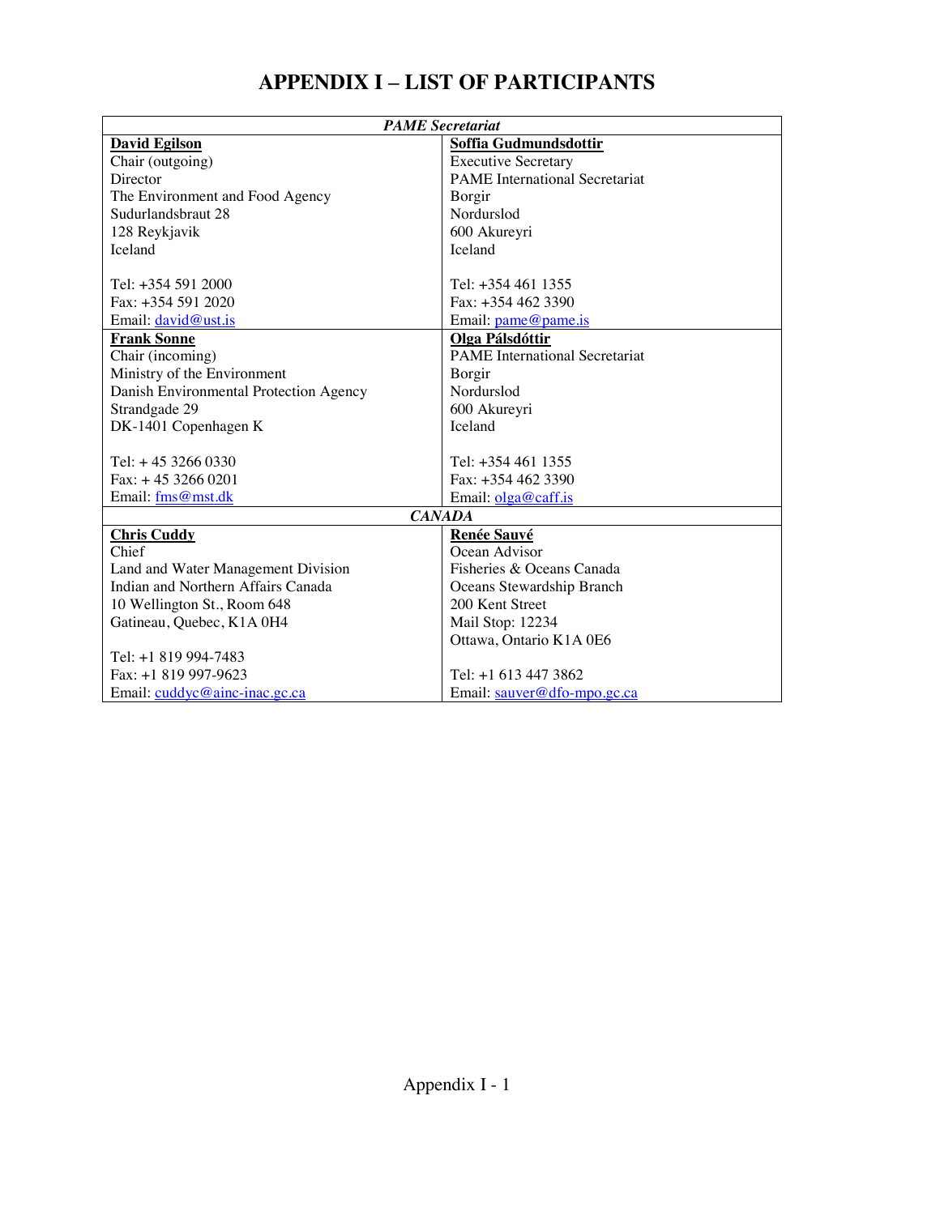# APPENDIX I – LIST OF PARTICIPANTS

| *PAME Secretariat* | |
|---|---|
| **David Egilson**<br>Chair (outgoing)<br>Director<br>The Environment and Food Agency<br>Sudurlandsbraut 28<br>128 Reykjavik<br>Iceland<br><br>Tel: +354 591 2000<br>Fax: +354 591 2020<br>Email: david@ust.is | **Soffia Gudmundsdottir**<br>Executive Secretary<br>PAME International Secretariat<br>Borgir<br>Nordurslod<br>600 Akureyri<br>Iceland<br><br>Tel: +354 461 1355<br>Fax: +354 462 3390<br>Email: pame@pame.is |
| **Frank Sonne**<br>Chair (incoming)<br>Ministry of the Environment<br>Danish Environmental Protection Agency<br>Strandgade 29<br>DK-1401 Copenhagen K<br><br>Tel: + 45 3266 0330<br>Fax: + 45 3266 0201<br>Email: fms@mst.dk | **Olga Pálsdóttir**<br>PAME International Secretariat<br>Borgir<br>Nordurslod<br>600 Akureyri<br>Iceland<br><br>Tel: +354 461 1355<br>Fax: +354 462 3390<br>Email: olga@caff.is |
| *CANADA* | |
| **Chris Cuddy**<br>Chief<br>Land and Water Management Division<br>Indian and Northern Affairs Canada<br>10 Wellington St., Room 648<br>Gatineau, Quebec, K1A 0H4<br><br>Tel: +1 819 994-7483<br>Fax: +1 819 997-9623<br>Email: cuddyc@ainc-inac.gc.ca | **Renée Sauvé**<br>Ocean Advisor<br>Fisheries & Oceans Canada<br>Oceans Stewardship Branch<br>200 Kent Street<br>Mail Stop: 12234<br>Ottawa, Ontario K1A 0E6<br><br>Tel: +1 613 447 3862<br>Email: sauver@dfo-mpo.gc.ca |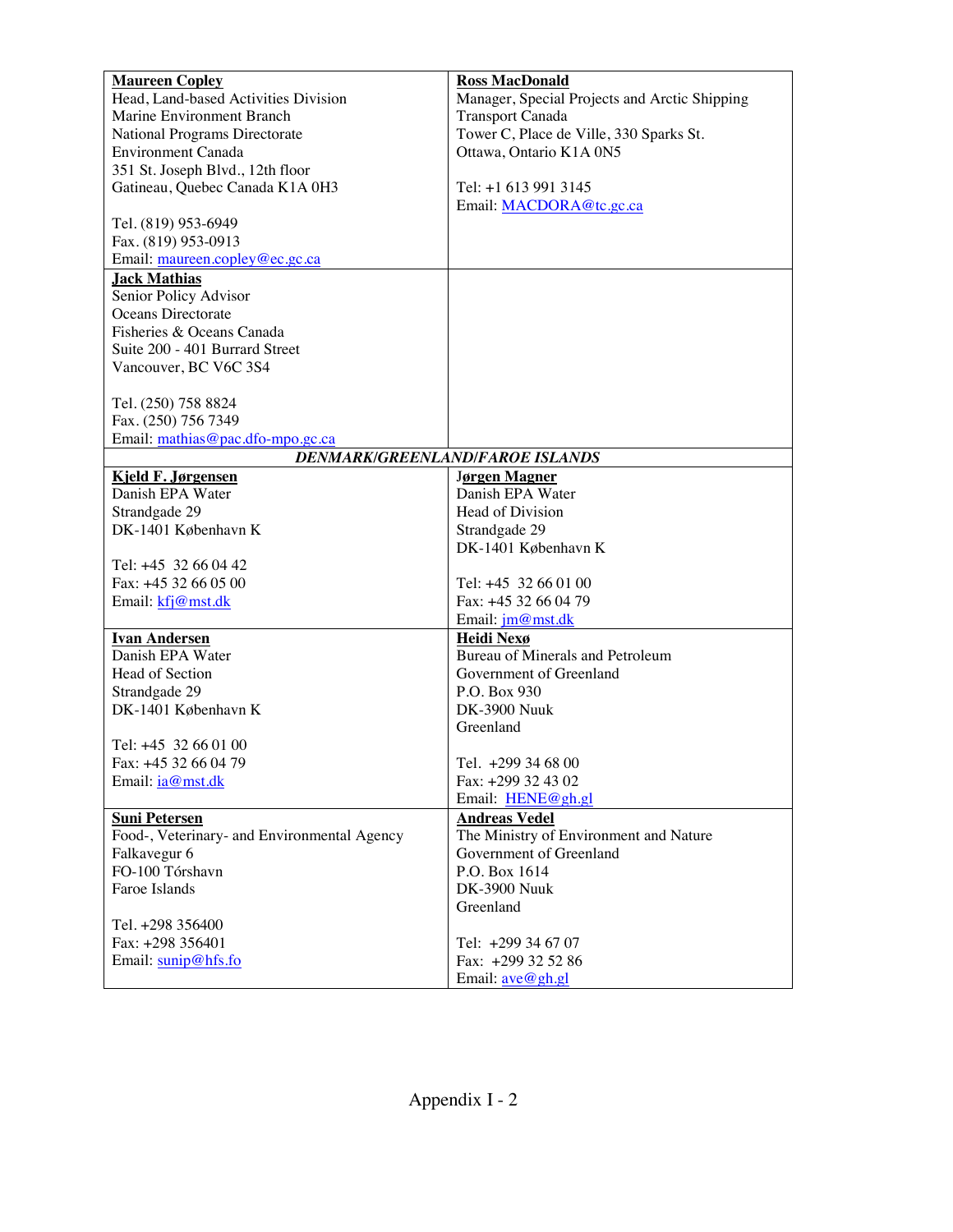| | |
|---|---|
| **Maureen Copley**<br>Head, Land-based Activities Division<br>Marine Environment Branch<br>National Programs Directorate<br>Environment Canada<br>351 St. Joseph Blvd., 12th floor<br>Gatineau, Quebec Canada K1A 0H3<br><br>Tel. (819) 953-6949<br>Fax. (819) 953-0913<br>Email: maureen.copley@ec.gc.ca | **Ross MacDonald**<br>Manager, Special Projects and Arctic Shipping<br>Transport Canada<br>Tower C, Place de Ville, 330 Sparks St.<br>Ottawa, Ontario K1A 0N5<br><br>Tel: +1 613 991 3145<br>Email: MACDORA@tc.gc.ca |
| **Jack Mathias**<br>Senior Policy Advisor<br>Oceans Directorate<br>Fisheries & Oceans Canada<br>Suite 200 - 401 Burrard Street<br>Vancouver, BC V6C 3S4<br><br>Tel. (250) 758 8824<br>Fax. (250) 756 7349<br>Email: mathias@pac.dfo-mpo.gc.ca | |
| ***DENMARK/GREENLAND/FAROE ISLANDS*** | |
| **Kjeld F. Jørgensen**<br>Danish EPA Water<br>Strandgade 29<br>DK-1401 København K<br><br>Tel: +45 32 66 04 42<br>Fax: +45 32 66 05 00<br>Email: kfj@mst.dk | **Jørgen Magner**<br>Danish EPA Water<br>Head of Division<br>Strandgade 29<br>DK-1401 København K<br><br>Tel: +45 32 66 01 00<br>Fax: +45 32 66 04 79<br>Email: jm@mst.dk |
| **Ivan Andersen**<br>Danish EPA Water<br>Head of Section<br>Strandgade 29<br>DK-1401 København K<br><br>Tel: +45 32 66 01 00<br>Fax: +45 32 66 04 79<br>Email: ia@mst.dk | **Heidi Nexø**<br>Bureau of Minerals and Petroleum<br>Government of Greenland<br>P.O. Box 930<br>DK-3900 Nuuk<br>Greenland<br><br>Tel. +299 34 68 00<br>Fax: +299 32 43 02<br>Email: HENE@gh.gl |
| **Suni Petersen**<br>Food-, Veterinary- and Environmental Agency<br>Falkavegur 6<br>FO-100 Tórshavn<br>Faroe Islands<br><br>Tel. +298 356400<br>Fax: +298 356401<br>Email: sunip@hfs.fo | **Andreas Vedel**<br>The Ministry of Environment and Nature<br>Government of Greenland<br>P.O. Box 1614<br>DK-3900 Nuuk<br>Greenland<br><br>Tel: +299 34 67 07<br>Fax: +299 32 52 86<br>Email: ave@gh.gl |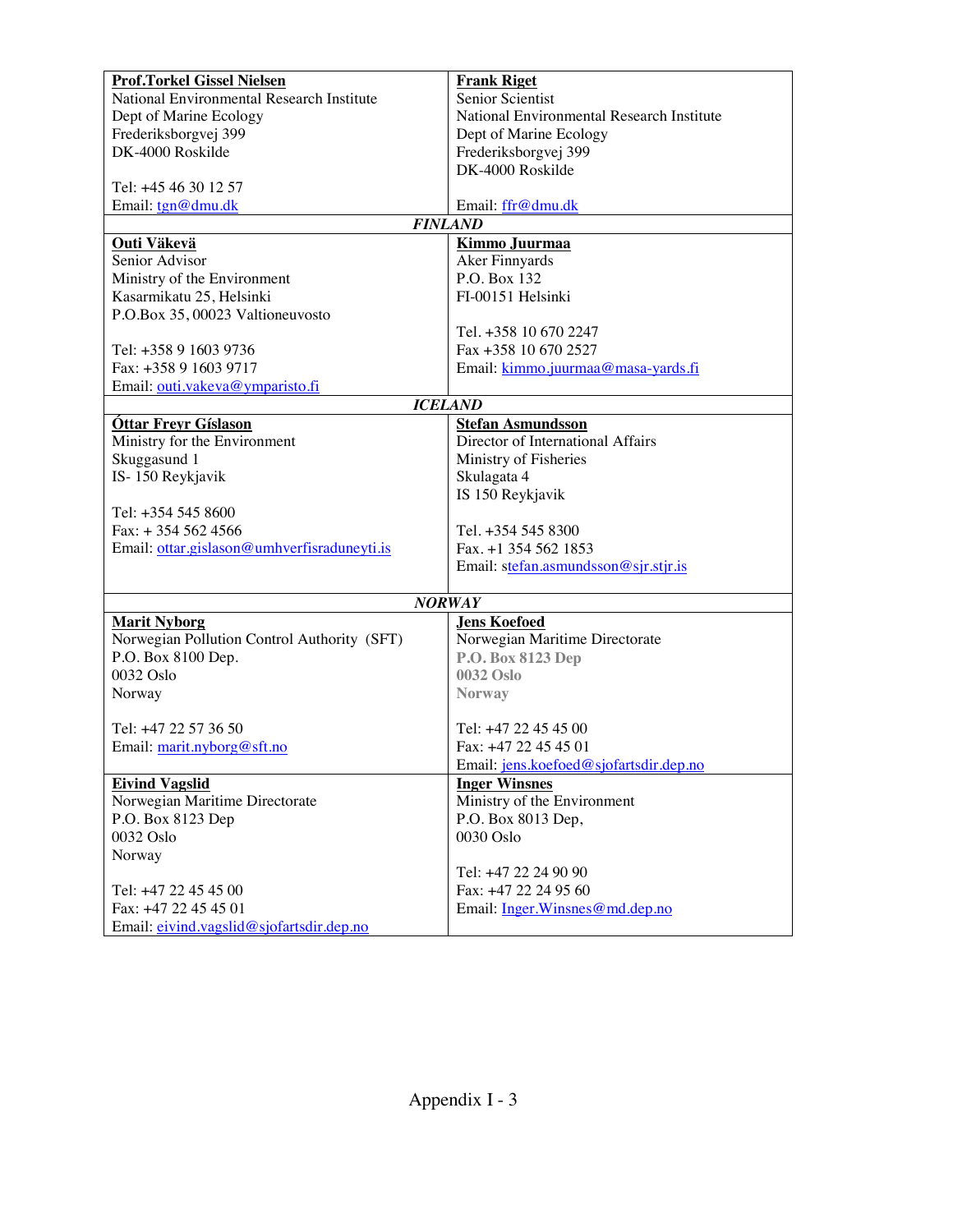| | |
|---|---|
| **Prof.Torkel Gissel Nielsen**<br>National Environmental Research Institute<br>Dept of Marine Ecology<br>Frederiksborgvej 399<br>DK-4000 Roskilde<br><br>Tel: +45 46 30 12 57<br>Email: tgn@dmu.dk | **Frank Riget**<br>Senior Scientist<br>National Environmental Research Institute<br>Dept of Marine Ecology<br>Frederiksborgvej 399<br>DK-4000 Roskilde<br><br>Email: ffr@dmu.dk |
| ***FINLAND*** | |
| **Outi Väkevä**<br>Senior Advisor<br>Ministry of the Environment<br>Kasarmikatu 25, Helsinki<br>P.O.Box 35, 00023 Valtioneuvosto<br><br>Tel: +358 9 1603 9736<br>Fax: +358 9 1603 9717<br>Email: outi.vakeva@ymparisto.fi | **Kimmo Juurmaa**<br>Aker Finnyards<br>P.O. Box 132<br>FI-00151 Helsinki<br><br>Tel. +358 10 670 2247<br>Fax +358 10 670 2527<br>Email: kimmo.juurmaa@masa-yards.fi |
| ***ICELAND*** | |
| **Óttar Freyr Gíslason**<br>Ministry for the Environment<br>Skuggasund 1<br>IS- 150 Reykjavik<br><br>Tel: +354 545 8600<br>Fax: + 354 562 4566<br>Email: ottar.gislason@umhverfisraduneyti.is | **Stefan Asmundsson**<br>Director of International Affairs<br>Ministry of Fisheries<br>Skulagata 4<br>IS 150 Reykjavik<br><br>Tel. +354 545 8300<br>Fax. +1 354 562 1853<br>Email: stefan.asmundsson@sjr.stjr.is |
| ***NORWAY*** | |
| **Marit Nyborg**<br>Norwegian Pollution Control Authority (SFT)<br>P.O. Box 8100 Dep.<br>0032 Oslo<br>Norway<br><br>Tel: +47 22 57 36 50<br>Email: marit.nyborg@sft.no | **Jens Koefoed**<br>Norwegian Maritime Directorate<br>**P.O. Box 8123 Dep**<br>**0032 Oslo**<br>**Norway**<br><br>Tel: +47 22 45 45 00<br>Fax: +47 22 45 45 01<br>Email: jens.koefoed@sjofartsdir.dep.no |
| **Eivind Vagslid**<br>Norwegian Maritime Directorate<br>P.O. Box 8123 Dep<br>0032 Oslo<br>Norway<br><br>Tel: +47 22 45 45 00<br>Fax: +47 22 45 45 01<br>Email: eivind.vagslid@sjofartsdir.dep.no | **Inger Winsnes**<br>Ministry of the Environment<br>P.O. Box 8013 Dep,<br>0030 Oslo<br><br>Tel: +47 22 24 90 90<br>Fax: +47 22 24 95 60<br>Email: Inger.Winsnes@md.dep.no |

Appendix I - 3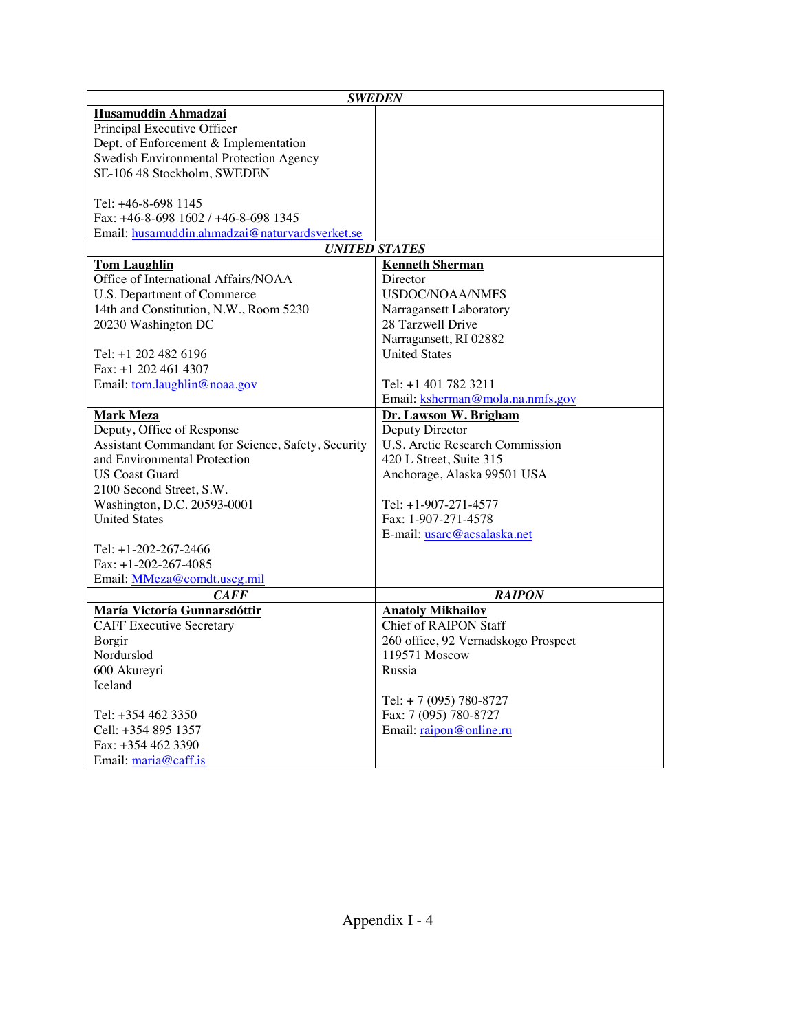| *SWEDEN* | |
|---|---|
| **Husamuddin Ahmadzai**<br>Principal Executive Officer<br>Dept. of Enforcement & Implementation<br>Swedish Environmental Protection Agency<br>SE-106 48 Stockholm, SWEDEN<br><br>Tel: +46-8-698 1145<br>Fax: +46-8-698 1602 / +46-8-698 1345<br>Email: husamuddin.ahmadzai@naturvardsverket.se | |
| ***UNITED STATES*** | |
| **Tom Laughlin**<br>Office of International Affairs/NOAA<br>U.S. Department of Commerce<br>14th and Constitution, N.W., Room 5230<br>20230 Washington DC<br><br>Tel: +1 202 482 6196<br>Fax: +1 202 461 4307<br>Email: tom.laughlin@noaa.gov | **Kenneth Sherman**<br>Director<br>USDOC/NOAA/NMFS<br>Narragansett Laboratory<br>28 Tarzwell Drive<br>Narragansett, RI 02882<br>United States<br><br>Tel: +1 401 782 3211<br>Email: ksherman@mola.na.nmfs.gov |
| **Mark Meza**<br>Deputy, Office of Response<br>Assistant Commandant for Science, Safety, Security and Environmental Protection<br>US Coast Guard<br>2100 Second Street, S.W.<br>Washington, D.C. 20593-0001<br>United States<br><br>Tel: +1-202-267-2466<br>Fax: +1-202-267-4085<br>Email: MMeza@comdt.uscg.mil | **Dr. Lawson W. Brigham**<br>Deputy Director<br>U.S. Arctic Research Commission<br>420 L Street, Suite 315<br>Anchorage, Alaska 99501 USA<br><br>Tel: +1-907-271-4577<br>Fax: 1-907-271-4578<br>E-mail: usarc@acsalaska.net |
| ***CAFF*** | ***RAIPON*** |
| **María Victoría Gunnarsdóttir**<br>CAFF Executive Secretary<br>Borgir<br>Nordurslod<br>600 Akureyri<br>Iceland<br><br>Tel: +354 462 3350<br>Cell: +354 895 1357<br>Fax: +354 462 3390<br>Email: maria@caff.is | **Anatoly Mikhailov**<br>Chief of RAIPON Staff<br>260 office, 92 Vernadskogo Prospect<br>119571 Moscow<br>Russia<br><br>Tel: + 7 (095) 780-8727<br>Fax: 7 (095) 780-8727<br>Email: raipon@online.ru |

Appendix I - 4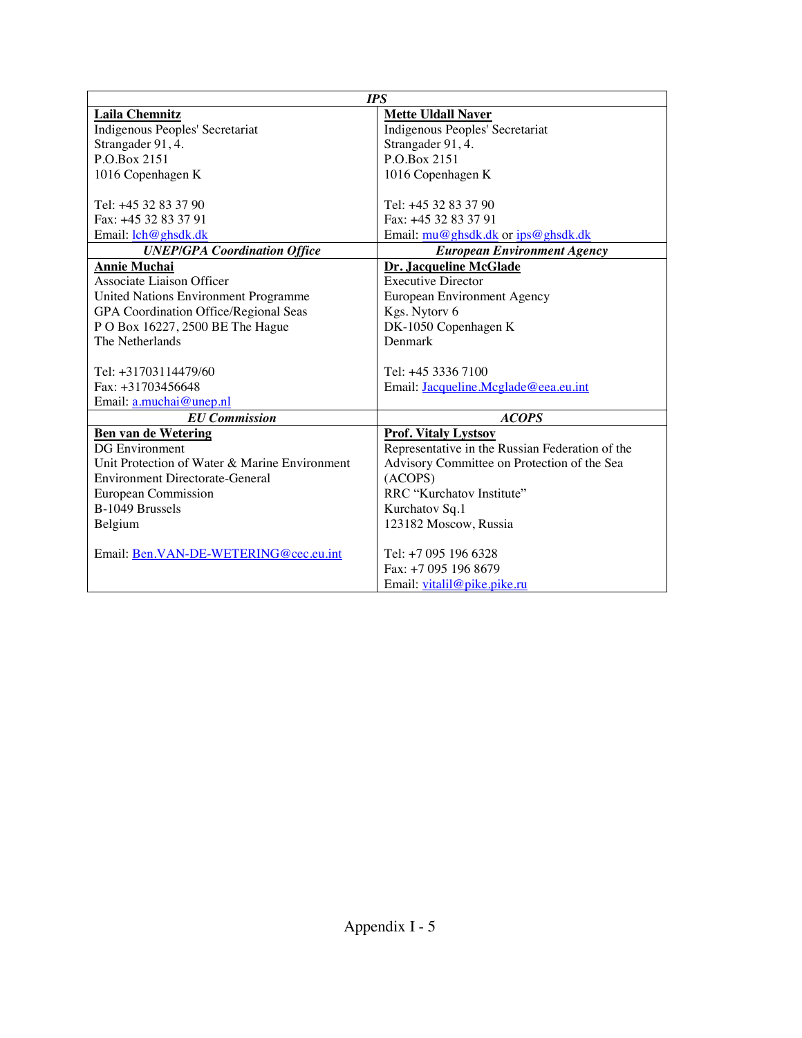| IPS | |
|---|---|
| **Laila Chemnitz**<br>Indigenous Peoples' Secretariat<br>Strangader 91, 4.<br>P.O.Box 2151<br>1016 Copenhagen K<br><br>Tel: +45 32 83 37 90<br>Fax: +45 32 83 37 91<br>Email: lch@ghsdk.dk | **Mette Uldall Naver**<br>Indigenous Peoples' Secretariat<br>Strangader 91, 4.<br>P.O.Box 2151<br>1016 Copenhagen K<br><br>Tel: +45 32 83 37 90<br>Fax: +45 32 83 37 91<br>Email: mu@ghsdk.dk or ips@ghsdk.dk |
| ***UNEP/GPA Coordination Office*** | ***European Environment Agency*** |
| **Annie Muchai**<br>Associate Liaison Officer<br>United Nations Environment Programme<br>GPA Coordination Office/Regional Seas<br>P O Box 16227, 2500 BE The Hague<br>The Netherlands<br><br>Tel: +31703114479/60<br>Fax: +31703456648<br>Email: a.muchai@unep.nl | **Dr. Jacqueline McGlade**<br>Executive Director<br>European Environment Agency<br>Kgs. Nytorv 6<br>DK-1050 Copenhagen K<br>Denmark<br><br>Tel: +45 3336 7100<br>Email: Jacqueline.Mcglade@eea.eu.int |
| ***EU Commission*** | ***ACOPS*** |
| **Ben van de Wetering**<br>DG Environment<br>Unit Protection of Water & Marine Environment<br>Environment Directorate-General<br>European Commission<br>B-1049 Brussels<br>Belgium<br><br>Email: Ben.VAN-DE-WETERING@cec.eu.int | **Prof. Vitaly Lystsov**<br>Representative in the Russian Federation of the Advisory Committee on Protection of the Sea (ACOPS)<br>RRC "Kurchatov Institute"<br>Kurchatov Sq.1<br>123182 Moscow, Russia<br><br>Tel: +7 095 196 6328<br>Fax: +7 095 196 8679<br>Email: vitalil@pike.pike.ru |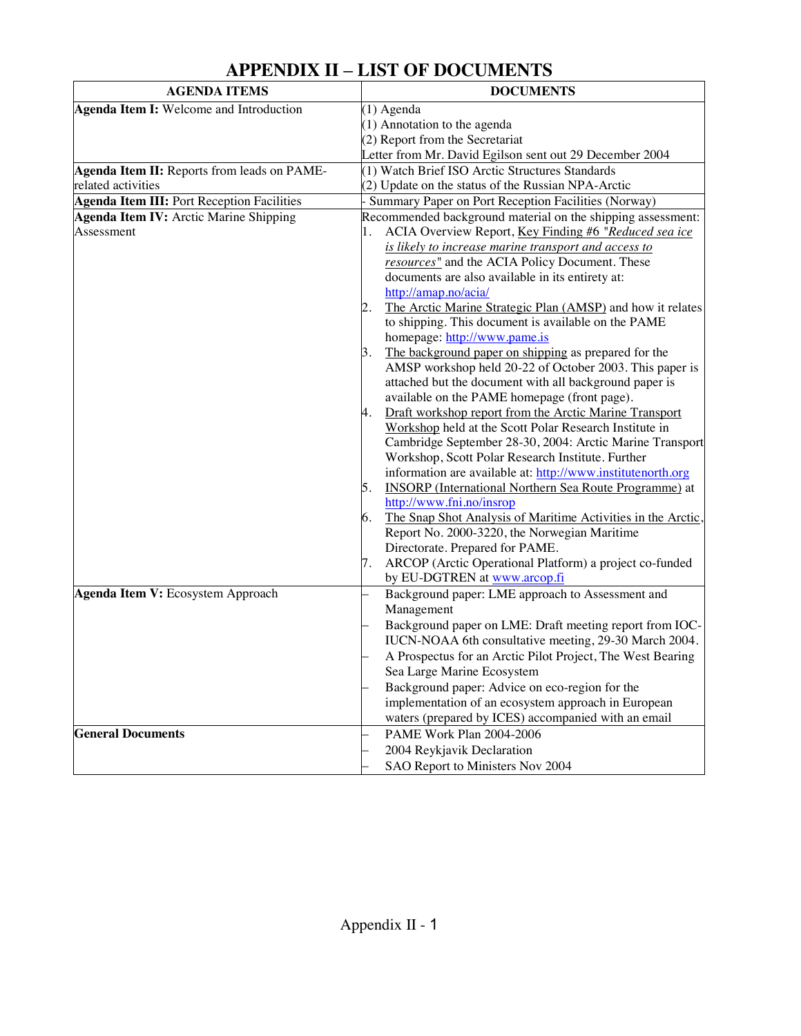# APPENDIX II – LIST OF DOCUMENTS

| AGENDA ITEMS | DOCUMENTS |
|---|---|
| **Agenda Item I:** Welcome and Introduction | (1) Agenda<br>(1) Annotation to the agenda<br>(2) Report from the Secretariat<br>Letter from Mr. David Egilson sent out 29 December 2004 |
| **Agenda Item II:** Reports from leads on PAME-related activities | (1) Watch Brief ISO Arctic Structures Standards<br>(2) Update on the status of the Russian NPA-Arctic |
| **Agenda Item III:** Port Reception Facilities | - Summary Paper on Port Reception Facilities (Norway) |
| **Agenda Item IV:** Arctic Marine Shipping Assessment | Recommended background material on the shipping assessment:<br>1. ACIA Overview Report, Key Finding #6 "*Reduced sea ice is likely to increase marine transport and access to resources*" and the ACIA Policy Document. These documents are also available in its entirety at: http://amap.no/acia/<br>2. The Arctic Marine Strategic Plan (AMSP) and how it relates to shipping. This document is available on the PAME homepage: http://www.pame.is<br>3. The background paper on shipping as prepared for the AMSP workshop held 20-22 of October 2003. This paper is attached but the document with all background paper is available on the PAME homepage (front page).<br>4. Draft workshop report from the Arctic Marine Transport Workshop held at the Scott Polar Research Institute in Cambridge September 28-30, 2004: Arctic Marine Transport Workshop, Scott Polar Research Institute. Further information are available at: http://www.institutenorth.org<br>5. INSORP (International Northern Sea Route Programme) at http://www.fni.no/insrop<br>6. The Snap Shot Analysis of Maritime Activities in the Arctic, Report No. 2000-3220, the Norwegian Maritime Directorate. Prepared for PAME.<br>7. ARCOP (Arctic Operational Platform) a project co-funded by EU-DGTREN at www.arcop.fi |
| **Agenda Item V:** Ecosystem Approach | – Background paper: LME approach to Assessment and Management<br>– Background paper on LME: Draft meeting report from IOC-IUCN-NOAA 6th consultative meeting, 29-30 March 2004.<br>– A Prospectus for an Arctic Pilot Project, The West Bearing Sea Large Marine Ecosystem<br>– Background paper: Advice on eco-region for the implementation of an ecosystem approach in European waters (prepared by ICES) accompanied with an email |
| **General Documents** | – PAME Work Plan 2004-2006<br>– 2004 Reykjavik Declaration<br>– SAO Report to Ministers Nov 2004 |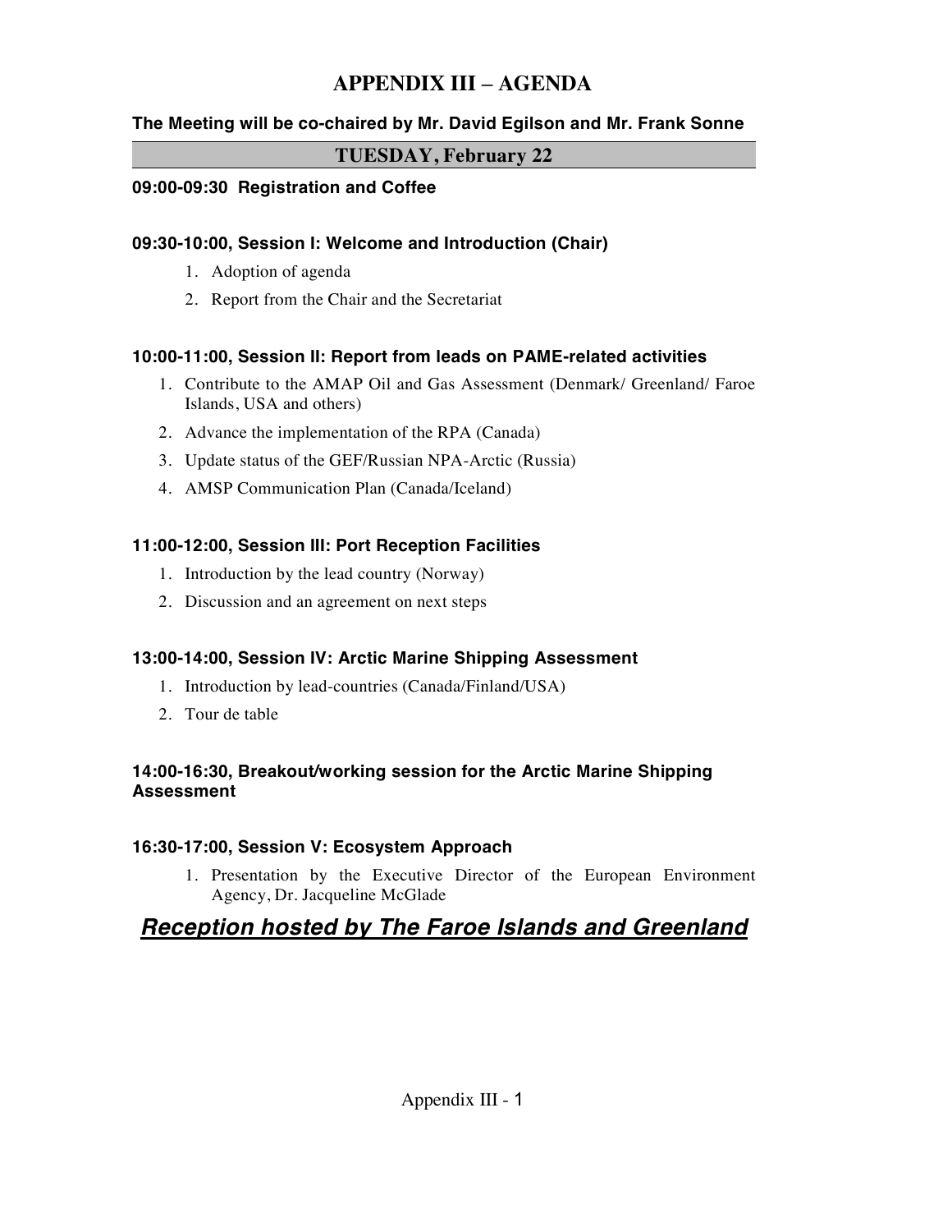# APPENDIX III – AGENDA

**The Meeting will be co-chaired by Mr. David Egilson and Mr. Frank Sonne**

## TUESDAY, February 22

**09:00-09:30 Registration and Coffee**

**09:30-10:00, Session I: Welcome and Introduction (Chair)**

1. Adoption of agenda
2. Report from the Chair and the Secretariat

**10:00-11:00, Session II: Report from leads on PAME-related activities**

1. Contribute to the AMAP Oil and Gas Assessment (Denmark/ Greenland/ Faroe Islands, USA and others)
2. Advance the implementation of the RPA (Canada)
3. Update status of the GEF/Russian NPA-Arctic (Russia)
4. AMSP Communication Plan (Canada/Iceland)

**11:00-12:00, Session III: Port Reception Facilities**

1. Introduction by the lead country (Norway)
2. Discussion and an agreement on next steps

**13:00-14:00, Session IV: Arctic Marine Shipping Assessment**

1. Introduction by lead-countries (Canada/Finland/USA)
2. Tour de table

**14:00-16:30, Breakout/working session for the Arctic Marine Shipping Assessment**

**16:30-17:00, Session V: Ecosystem Approach**

1. Presentation by the Executive Director of the European Environment Agency, Dr. Jacqueline McGlade

***Reception hosted by The Faroe Islands and Greenland***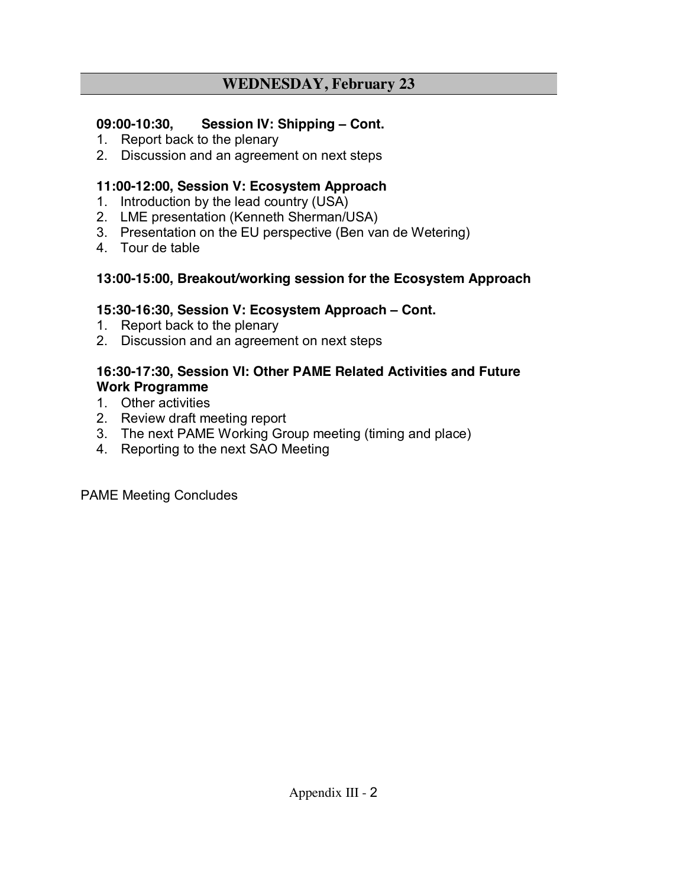## WEDNESDAY, February 23

**09:00-10:30, Session IV: Shipping – Cont.**

1. Report back to the plenary
2. Discussion and an agreement on next steps

**11:00-12:00, Session V: Ecosystem Approach**

1. Introduction by the lead country (USA)
2. LME presentation (Kenneth Sherman/USA)
3. Presentation on the EU perspective (Ben van de Wetering)
4. Tour de table

**13:00-15:00, Breakout/working session for the Ecosystem Approach**

**15:30-16:30, Session V: Ecosystem Approach – Cont.**

1. Report back to the plenary
2. Discussion and an agreement on next steps

**16:30-17:30, Session VI: Other PAME Related Activities and Future Work Programme**

1. Other activities
2. Review draft meeting report
3. The next PAME Working Group meeting (timing and place)
4. Reporting to the next SAO Meeting

PAME Meeting Concludes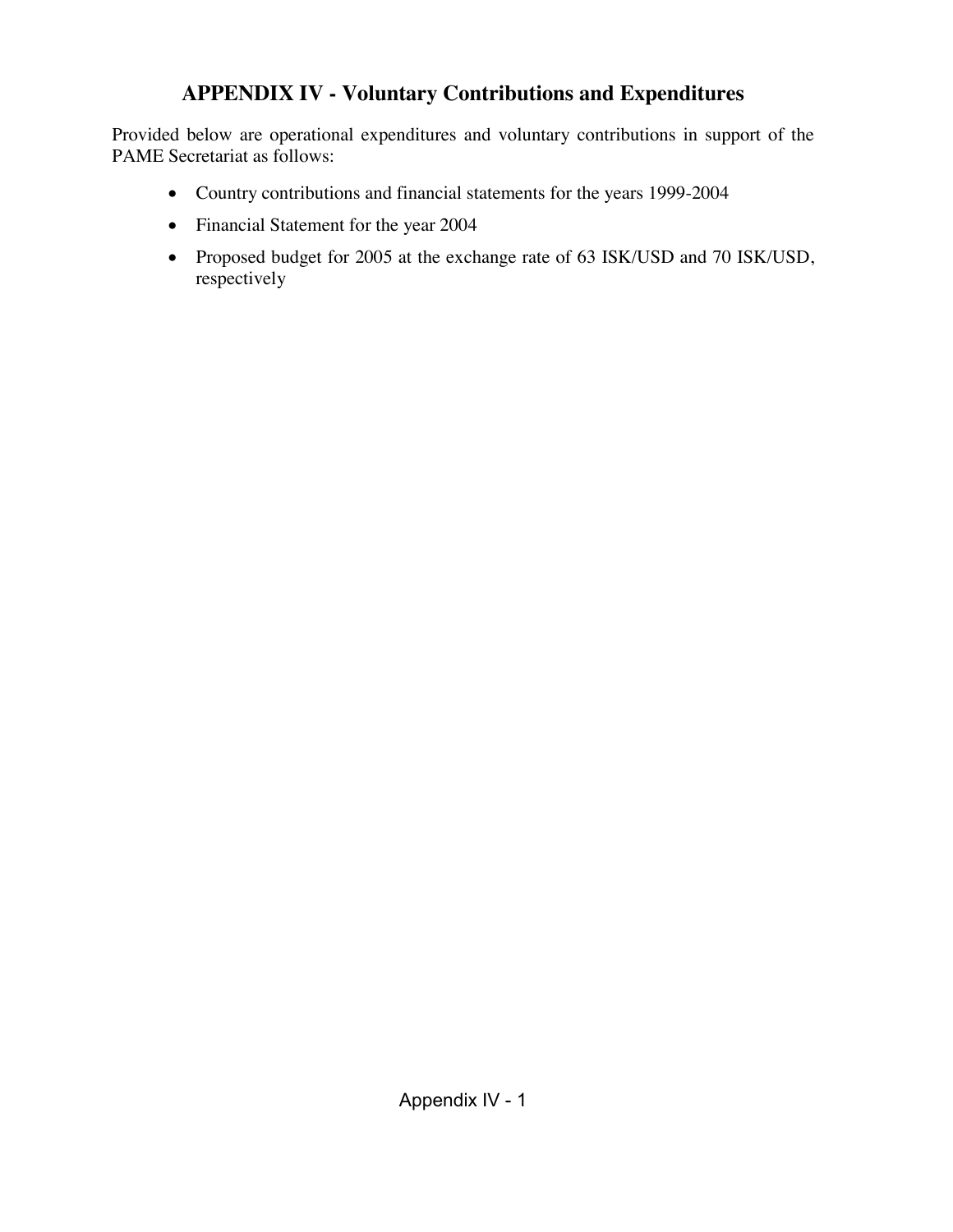# APPENDIX IV - Voluntary Contributions and Expenditures

Provided below are operational expenditures and voluntary contributions in support of the PAME Secretariat as follows:

- Country contributions and financial statements for the years 1999-2004
- Financial Statement for the year 2004
- Proposed budget for 2005 at the exchange rate of 63 ISK/USD and 70 ISK/USD, respectively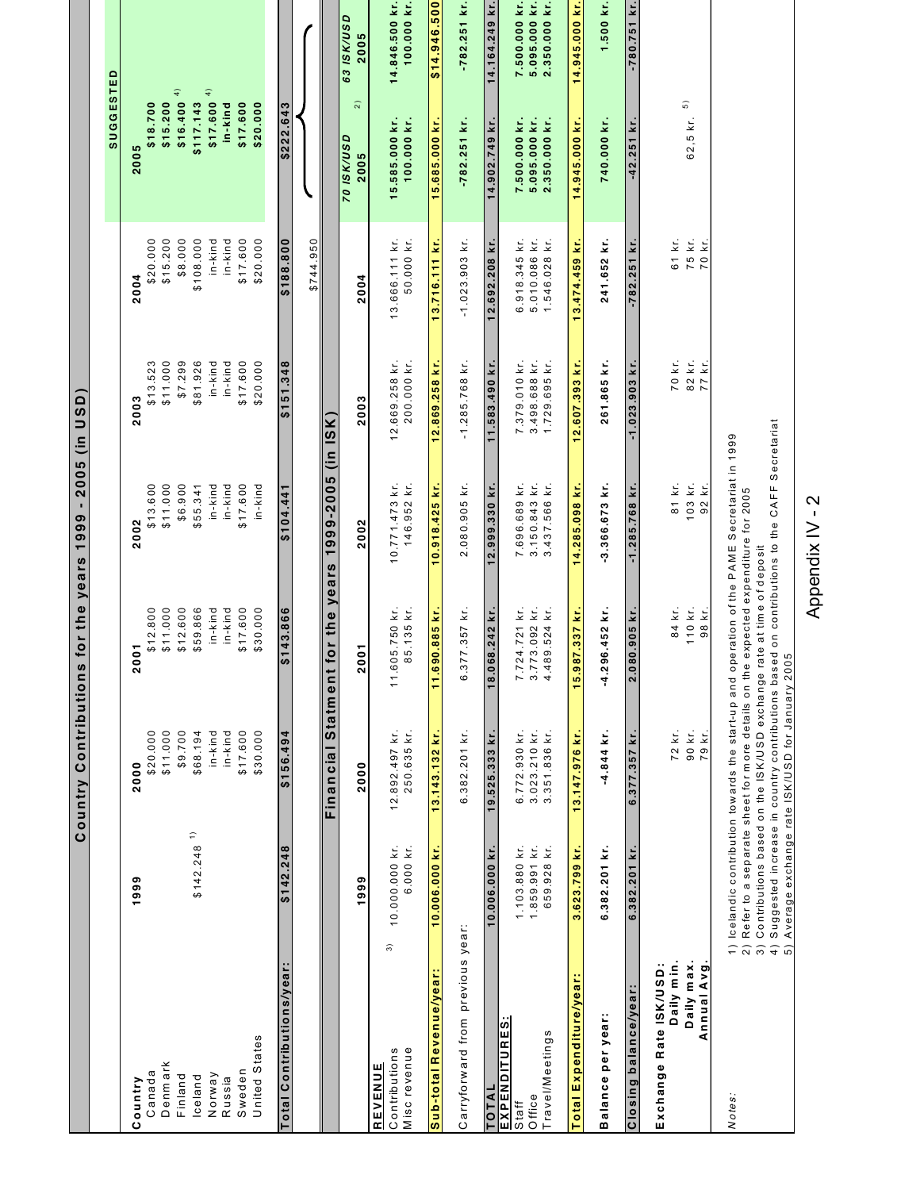## Country Contributions for the years 1999 - 2005 (in USD)

| Country | 1999 | 2000 | 2001 | 2002 | 2003 | 2004 | SUGGESTED 2005 |
|---|---|---|---|---|---|---|---|
| Canada | | $20.000 | $12.800 | $13.600 | $13.523 | $20.000 | $18.700 |
| Denmark | | $11.000 | $11.000 | $11.000 | $11.000 | $15.200 | $15.200 |
| Finland | | $9.700 | $12.600 | $6.900 | $7.299 | $8.000 | $16.400 [4] |
| Iceland | $142.248 [1] | $68.194 | $59.866 | $55.341 | $81.926 | $108.000 | $117.143 |
| Norway | | in-kind | in-kind | in-kind | in-kind | in-kind | $17.600 [4] |
| Russia | | in-kind | in-kind | in-kind | in-kind | in-kind | in-kind |
| Sweden | | $17.600 | $17.600 | $17.600 | $17.600 | $17.600 | $17.600 |
| United States | | $30.000 | $30.000 | in-kind | $20.000 | $20.000 | $20.000 |
| **Total Contributions/year:** | **$142.248** | **$156.494** | **$143.866** | **$104.441** | **$151.348** | **$188.800** | **$222.643** |
| | | | | | | $744.950 | |

## Financial Statment for the years 1999-2005 (in ISK)

| | 1999 | 2000 | 2001 | 2002 | 2003 | 2004 | 70 ISK/USD 2005 [2] | 63 ISK/USD 2005 |
|---|---|---|---|---|---|---|---|---|
| **REVENUE** | | | | | | | | |
| Contributions [3] | 10.000.000 kr. | 12.892.497 kr. | 11.605.750 kr. | 10.771.473 kr. | 12.669.258 kr. | 13.666.111 kr. | 15.585.000 kr. | 14.846.500 kr. |
| Misc revenue | 6.000 kr. | 250.635 kr. | 85.135 kr. | 146.952 kr. | 200.000 kr. | 50.000 kr. | 100.000 kr. | 100.000 kr. |
| **Sub-total Revenue/year:** | **10.006.000 kr.** | **13.143.132 kr.** | **11.690.885 kr.** | **10.918.425 kr.** | **12.869.258 kr.** | **13.716.111 kr.** | **15.685.000 kr.** | **$14.946.500** |
| Carryforward from previous year: | | 6.382.201 kr. | 6.377.357 kr. | 2.080.905 kr. | -1.285.768 kr. | -1.023.903 kr. | -782.251 kr. | -782.251 kr. |
| **TOTAL** | 10.006.000 kr. | 19.525.333 kr. | 18.068.242 kr. | 12.999.330 kr. | 11.583.490 kr. | 12.692.208 kr. | 14.902.749 kr. | 14.164.249 kr. |
| **EXPENDITURES:** | | | | | | | | |
| Staff | 1.103.880 kr. | 6.772.930 kr. | 7.724.721 kr. | 7.696.689 kr. | 7.379.010 kr. | 6.918.345 kr. | 7.500.000 kr. | 7.500.000 kr. |
| Office | 1.859.991 kr. | 3.023.210 kr. | 3.773.092 kr. | 3.150.843 kr. | 3.498.688 kr. | 5.010.086 kr. | 5.095.000 kr. | 5.095.000 kr. |
| Travel/Meetings | 659.928 kr. | 3.351.836 kr. | 4.489.524 kr. | 3.437.566 kr. | 1.729.695 kr. | 1.546.028 kr. | 2.350.000 kr. | 2.350.000 kr. |
| **Total Expenditure/year:** | **3.623.799 kr.** | **13.147.976 kr.** | **15.987.337 kr.** | **14.285.098 kr.** | **12.607.393 kr.** | **13.474.459 kr.** | **14.945.000 kr.** | **14.945.000 kr.** |
| **Balance per year:** | **6.382.201 kr.** | **-4.844 kr.** | **-4.296.452 kr.** | **-3.366.673 kr.** | **261.865 kr.** | **241.652 kr.** | **740.000 kr.** | **1.500 kr.** |
| **Closing balance/year:** | **6.382.201 kr.** | **6.377.357 kr.** | **2.080.905 kr.** | **-1.285.768 kr.** | **-1.023.903 kr.** | **-782.251 kr.** | **-42.251 kr.** | **-780.751 kr.** |
| **Exchange Rate ISK/USD:** | | | | | | | | |
| **Daily min.** | | 72 kr. | 84 kr. | 81 kr. | 70 kr. | 61 kr. | | |
| **Daily max.** | | 90 kr. | 110 kr. | 103 kr. | 82 kr. | 75 kr. | 62,5 kr. [5] | |
| **Annual Avg.** | | 79 kr. | 98 kr. | 92 kr. | 77 kr. | 70 kr. | | |

*Notes:*

1) Icelandic contribution towards the start-up and operation of the PAME Secretariat in 1999
2) Refer to a separate sheet for more details on the expected expenditure for 2005
3) Contributions based on the ISK/USD exchange rate at time of deposit
4) Suggested increase in country contributions based on contributions to the CAFF Secretariat
5) Average exchange rate ISK/USD for January 2005

Appendix IV - 2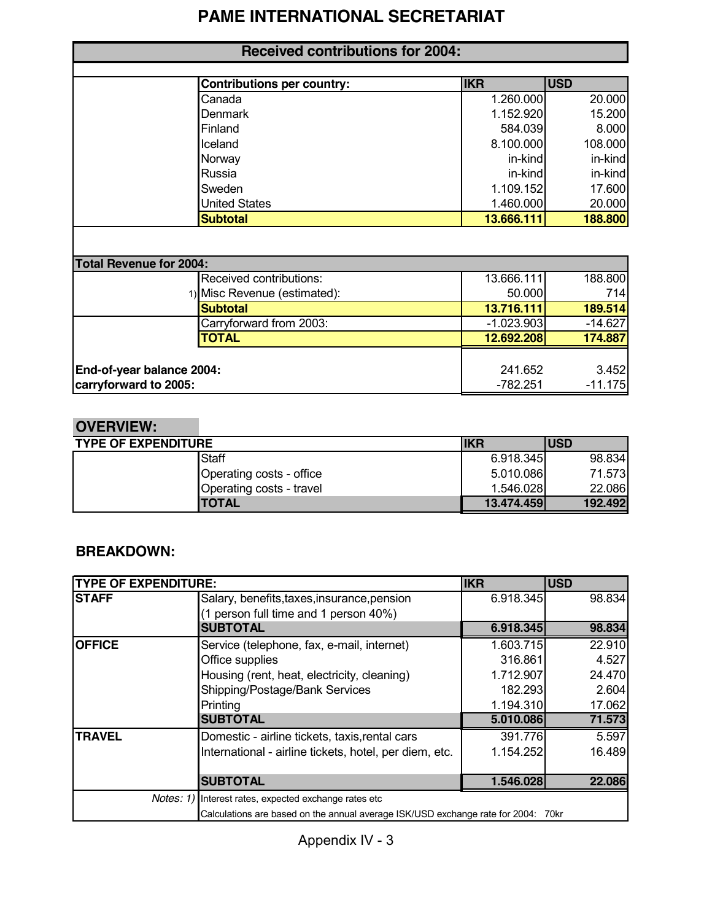# PAME INTERNATIONAL SECRETARIAT

## Received contributions for 2004:

| Contributions per country: | IKR | USD |
|---|---|---|
| Canada | 1.260.000 | 20.000 |
| Denmark | 1.152.920 | 15.200 |
| Finland | 584.039 | 8.000 |
| Iceland | 8.100.000 | 108.000 |
| Norway | in-kind | in-kind |
| Russia | in-kind | in-kind |
| Sweden | 1.109.152 | 17.600 |
| United States | 1.460.000 | 20.000 |
| **Subtotal** | **13.666.111** | **188.800** |

| Total Revenue for 2004: | | IKR | USD |
|---|---|---|---|
| | Received contributions: | 13.666.111 | 188.800 |
| 1) | Misc Revenue (estimated): | 50.000 | 714 |
| | **Subtotal** | **13.716.111** | **189.514** |
| | Carryforward from 2003: | -1.023.903 | -14.627 |
| | **TOTAL** | **12.692.208** | **174.887** |
| **End-of-year balance 2004:** | | 241.652 | 3.452 |
| **carryforward to 2005:** | | -782.251 | -11.175 |

## OVERVIEW:

| TYPE OF EXPENDITURE | IKR | USD |
|---|---|---|
| Staff | 6.918.345 | 98.834 |
| Operating costs - office | 5.010.086 | 71.573 |
| Operating costs - travel | 1.546.028 | 22.086 |
| **TOTAL** | **13.474.459** | **192.492** |

## BREAKDOWN:

| TYPE OF EXPENDITURE: | | IKR | USD |
|---|---|---|---|
| **STAFF** | Salary, benefits,taxes,insurance,pension (1 person full time and 1 person 40%) | 6.918.345 | 98.834 |
| | **SUBTOTAL** | **6.918.345** | **98.834** |
| **OFFICE** | Service (telephone, fax, e-mail, internet) | 1.603.715 | 22.910 |
| | Office supplies | 316.861 | 4.527 |
| | Housing (rent, heat, electricity, cleaning) | 1.712.907 | 24.470 |
| | Shipping/Postage/Bank Services | 182.293 | 2.604 |
| | Printing | 1.194.310 | 17.062 |
| | **SUBTOTAL** | **5.010.086** | **71.573** |
| **TRAVEL** | Domestic - airline tickets, taxis,rental cars | 391.776 | 5.597 |
| | International - airline tickets, hotel, per diem, etc. | 1.154.252 | 16.489 |
| | **SUBTOTAL** | **1.546.028** | **22.086** |

*Notes: 1)* Interest rates, expected exchange rates etc

Calculations are based on the annual average ISK/USD exchange rate for 2004: 70kr

Appendix IV - 3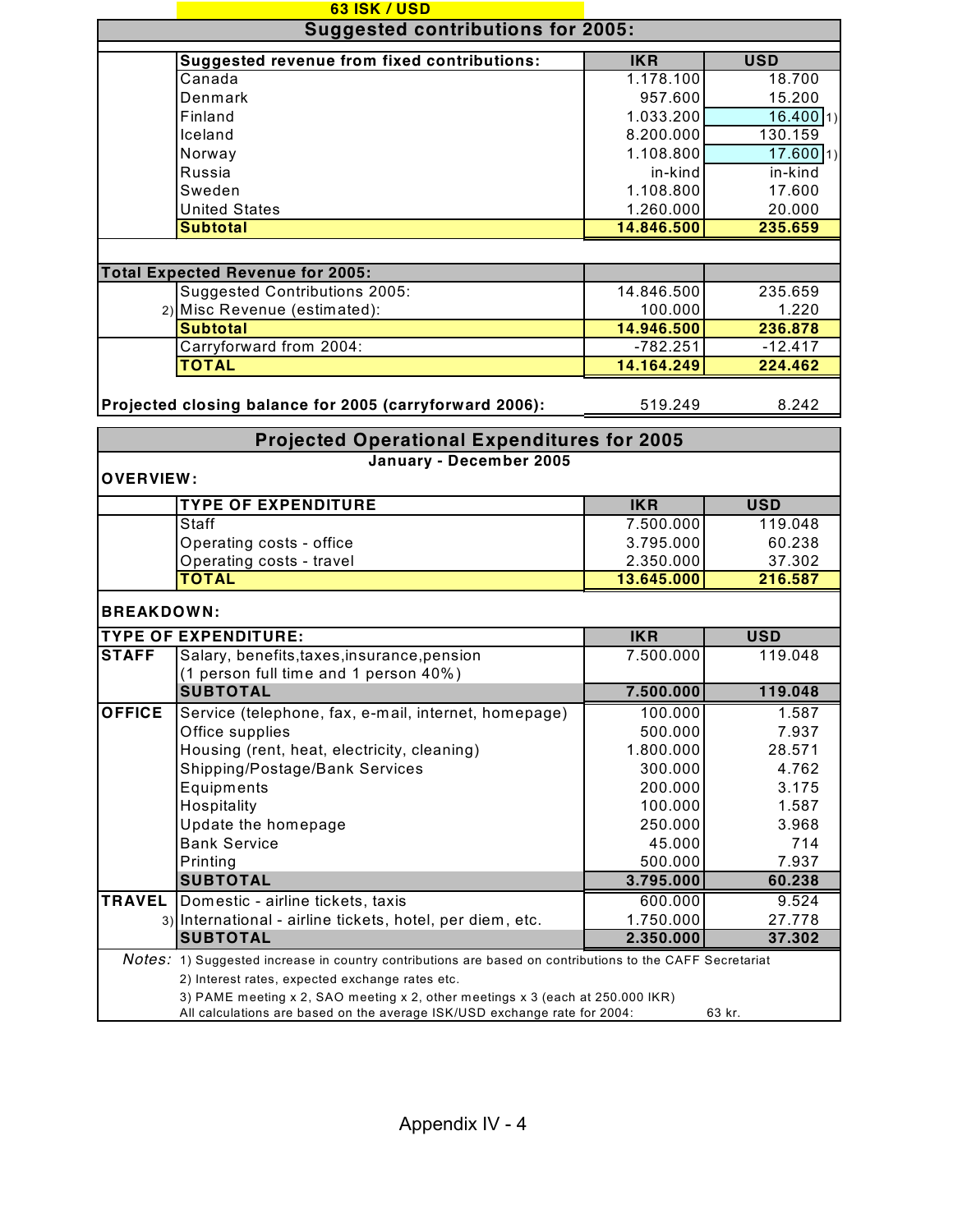**63 ISK / USD**

## Suggested contributions for 2005:

| Suggested revenue from fixed contributions: | IKR | USD |
|---|---|---|
| Canada | 1.178.100 | 18.700 |
| Denmark | 957.600 | 15.200 |
| Finland | 1.033.200 | 16.400 1) |
| Iceland | 8.200.000 | 130.159 |
| Norway | 1.108.800 | 17.600 1) |
| Russia | in-kind | in-kind |
| Sweden | 1.108.800 | 17.600 |
| United States | 1.260.000 | 20.000 |
| **Subtotal** | **14.846.500** | **235.659** |

| Total Expected Revenue for 2005: | IKR | USD |
|---|---|---|
| Suggested Contributions 2005: | 14.846.500 | 235.659 |
| 2) Misc Revenue (estimated): | 100.000 | 1.220 |
| **Subtotal** | **14.946.500** | **236.878** |
| Carryforward from 2004: | -782.251 | -12.417 |
| **TOTAL** | **14.164.249** | **224.462** |
| | | |
| **Projected closing balance for 2005 (carryforward 2006):** | 519.249 | 8.242 |

## Projected Operational Expenditures for 2005

**January - December 2005**

**OVERVIEW:**

| TYPE OF EXPENDITURE | IKR | USD |
|---|---|---|
| Staff | 7.500.000 | 119.048 |
| Operating costs - office | 3.795.000 | 60.238 |
| Operating costs - travel | 2.350.000 | 37.302 |
| **TOTAL** | **13.645.000** | **216.587** |

**BREAKDOWN:**

| TYPE OF EXPENDITURE: | | IKR | USD |
|---|---|---|---|
| **STAFF** | Salary, benefits,taxes,insurance,pension (1 person full time and 1 person 40%) | 7.500.000 | 119.048 |
| | **SUBTOTAL** | **7.500.000** | **119.048** |
| **OFFICE** | Service (telephone, fax, e-mail, internet, homepage) | 100.000 | 1.587 |
| | Office supplies | 500.000 | 7.937 |
| | Housing (rent, heat, electricity, cleaning) | 1.800.000 | 28.571 |
| | Shipping/Postage/Bank Services | 300.000 | 4.762 |
| | Equipments | 200.000 | 3.175 |
| | Hospitality | 100.000 | 1.587 |
| | Update the homepage | 250.000 | 3.968 |
| | Bank Service | 45.000 | 714 |
| | Printing | 500.000 | 7.937 |
| | **SUBTOTAL** | **3.795.000** | **60.238** |
| **TRAVEL** | Domestic - airline tickets, taxis | 600.000 | 9.524 |
| | 3) International - airline tickets, hotel, per diem, etc. | 1.750.000 | 27.778 |
| | **SUBTOTAL** | **2.350.000** | **37.302** |

*Notes:* 1) Suggested increase in country contributions are based on contributions to the CAFF Secretariat

2) Interest rates, expected exchange rates etc.

3) PAME meeting x 2, SAO meeting x 2, other meetings x 3 (each at 250.000 IKR)

All calculations are based on the average ISK/USD exchange rate for 2004: 63 kr.

Appendix IV - 4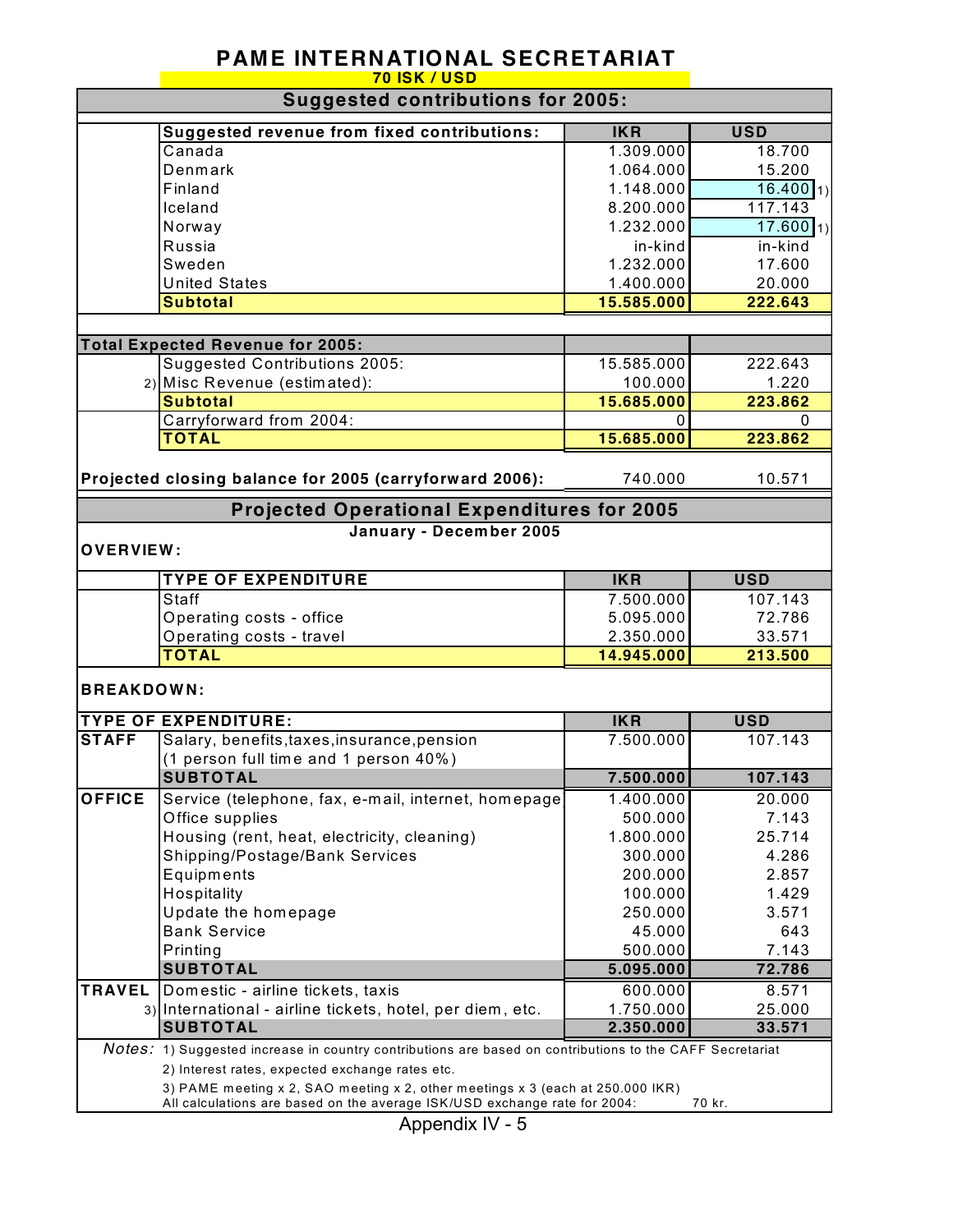# PAME INTERNATIONAL SECRETARIAT

**70 ISK / USD**

## Suggested contributions for 2005:

| Suggested revenue from fixed contributions: | IKR | USD |
|---|---|---|
| Canada | 1.309.000 | 18.700 |
| Denmark | 1.064.000 | 15.200 |
| Finland | 1.148.000 | 16.400 1) |
| Iceland | 8.200.000 | 117.143 |
| Norway | 1.232.000 | 17.600 1) |
| Russia | in-kind | in-kind |
| Sweden | 1.232.000 | 17.600 |
| United States | 1.400.000 | 20.000 |
| **Subtotal** | **15.585.000** | **222.643** |

| Total Expected Revenue for 2005: | IKR | USD |
|---|---|---|
| Suggested Contributions 2005: | 15.585.000 | 222.643 |
| 2) Misc Revenue (estimated): | 100.000 | 1.220 |
| **Subtotal** | **15.685.000** | **223.862** |
| Carryforward from 2004: | 0 | 0 |
| **TOTAL** | **15.685.000** | **223.862** |
| | | |
| **Projected closing balance for 2005 (carryforward 2006):** | 740.000 | 10.571 |

## Projected Operational Expenditures for 2005

**January - December 2005**

**OVERVIEW:**

| TYPE OF EXPENDITURE | IKR | USD |
|---|---|---|
| Staff | 7.500.000 | 107.143 |
| Operating costs - office | 5.095.000 | 72.786 |
| Operating costs - travel | 2.350.000 | 33.571 |
| **TOTAL** | **14.945.000** | **213.500** |

**BREAKDOWN:**

| TYPE OF EXPENDITURE: | | IKR | USD |
|---|---|---|---|
| **STAFF** | Salary, benefits, taxes, insurance, pension (1 person full time and 1 person 40%) | 7.500.000 | 107.143 |
| | **SUBTOTAL** | **7.500.000** | **107.143** |
| **OFFICE** | Service (telephone, fax, e-mail, internet, homepage | 1.400.000 | 20.000 |
| | Office supplies | 500.000 | 7.143 |
| | Housing (rent, heat, electricity, cleaning) | 1.800.000 | 25.714 |
| | Shipping/Postage/Bank Services | 300.000 | 4.286 |
| | Equipments | 200.000 | 2.857 |
| | Hospitality | 100.000 | 1.429 |
| | Update the homepage | 250.000 | 3.571 |
| | Bank Service | 45.000 | 643 |
| | Printing | 500.000 | 7.143 |
| | **SUBTOTAL** | **5.095.000** | **72.786** |
| **TRAVEL** | Domestic - airline tickets, taxis | 600.000 | 8.571 |
| 3) | International - airline tickets, hotel, per diem, etc. | 1.750.000 | 25.000 |
| | **SUBTOTAL** | **2.350.000** | **33.571** |

*Notes:* 1) Suggested increase in country contributions are based on contributions to the CAFF Secretariat

2) Interest rates, expected exchange rates etc.

3) PAME meeting x 2, SAO meeting x 2, other meetings x 3 (each at 250.000 IKR)

All calculations are based on the average ISK/USD exchange rate for 2004: 70 kr.

Appendix IV - 5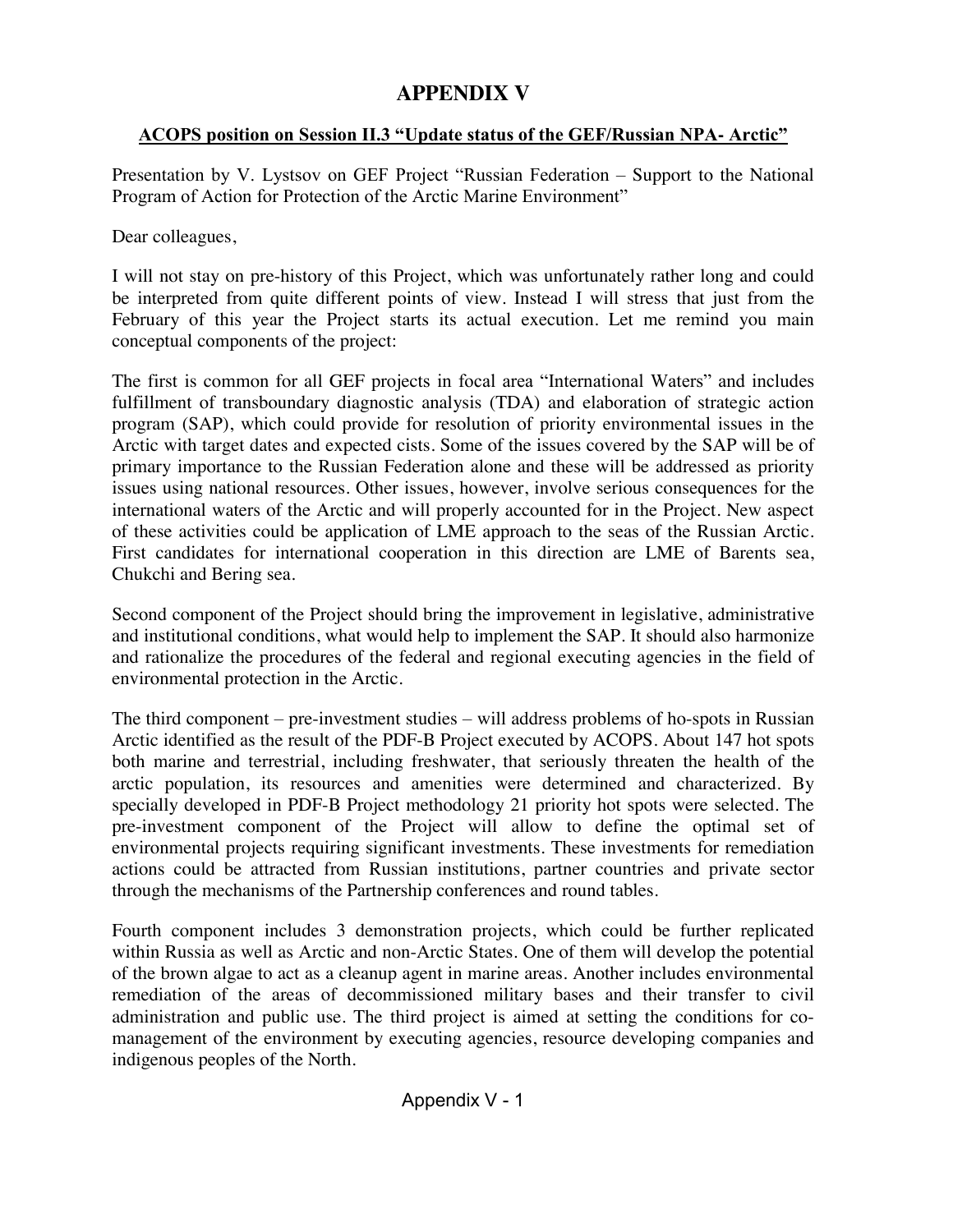# APPENDIX V

**ACOPS position on Session II.3 "Update status of the GEF/Russian NPA- Arctic"**

Presentation by V. Lystsov on GEF Project "Russian Federation – Support to the National Program of Action for Protection of the Arctic Marine Environment"

Dear colleagues,

I will not stay on pre-history of this Project, which was unfortunately rather long and could be interpreted from quite different points of view. Instead I will stress that just from the February of this year the Project starts its actual execution. Let me remind you main conceptual components of the project:

The first is common for all GEF projects in focal area "International Waters" and includes fulfillment of transboundary diagnostic analysis (TDA) and elaboration of strategic action program (SAP), which could provide for resolution of priority environmental issues in the Arctic with target dates and expected cists. Some of the issues covered by the SAP will be of primary importance to the Russian Federation alone and these will be addressed as priority issues using national resources. Other issues, however, involve serious consequences for the international waters of the Arctic and will properly accounted for in the Project. New aspect of these activities could be application of LME approach to the seas of the Russian Arctic. First candidates for international cooperation in this direction are LME of Barents sea, Chukchi and Bering sea.

Second component of the Project should bring the improvement in legislative, administrative and institutional conditions, what would help to implement the SAP. It should also harmonize and rationalize the procedures of the federal and regional executing agencies in the field of environmental protection in the Arctic.

The third component – pre-investment studies – will address problems of ho-spots in Russian Arctic identified as the result of the PDF-B Project executed by ACOPS. About 147 hot spots both marine and terrestrial, including freshwater, that seriously threaten the health of the arctic population, its resources and amenities were determined and characterized. By specially developed in PDF-B Project methodology 21 priority hot spots were selected. The pre-investment component of the Project will allow to define the optimal set of environmental projects requiring significant investments. These investments for remediation actions could be attracted from Russian institutions, partner countries and private sector through the mechanisms of the Partnership conferences and round tables.

Fourth component includes 3 demonstration projects, which could be further replicated within Russia as well as Arctic and non-Arctic States. One of them will develop the potential of the brown algae to act as a cleanup agent in marine areas. Another includes environmental remediation of the areas of decommissioned military bases and their transfer to civil administration and public use. The third project is aimed at setting the conditions for co-management of the environment by executing agencies, resource developing companies and indigenous peoples of the North.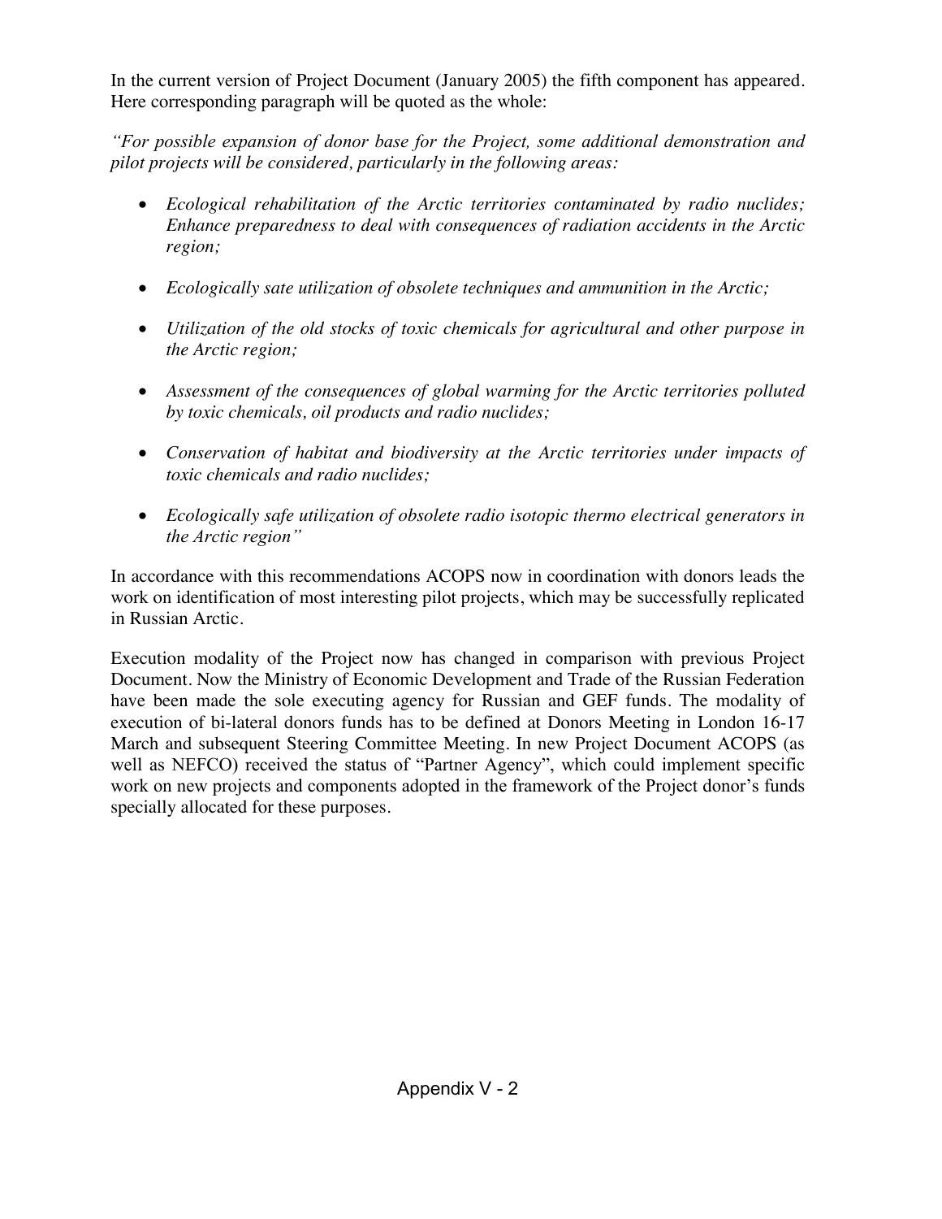In the current version of Project Document (January 2005) the fifth component has appeared. Here corresponding paragraph will be quoted as the whole:

*"For possible expansion of donor base for the Project, some additional demonstration and pilot projects will be considered, particularly in the following areas:*

- *Ecological rehabilitation of the Arctic territories contaminated by radio nuclides; Enhance preparedness to deal with consequences of radiation accidents in the Arctic region;*
- *Ecologically sate utilization of obsolete techniques and ammunition in the Arctic;*
- *Utilization of the old stocks of toxic chemicals for agricultural and other purpose in the Arctic region;*
- *Assessment of the consequences of global warming for the Arctic territories polluted by toxic chemicals, oil products and radio nuclides;*
- *Conservation of habitat and biodiversity at the Arctic territories under impacts of toxic chemicals and radio nuclides;*
- *Ecologically safe utilization of obsolete radio isotopic thermo electrical generators in the Arctic region"*

In accordance with this recommendations ACOPS now in coordination with donors leads the work on identification of most interesting pilot projects, which may be successfully replicated in Russian Arctic.

Execution modality of the Project now has changed in comparison with previous Project Document. Now the Ministry of Economic Development and Trade of the Russian Federation have been made the sole executing agency for Russian and GEF funds. The modality of execution of bi-lateral donors funds has to be defined at Donors Meeting in London 16-17 March and subsequent Steering Committee Meeting. In new Project Document ACOPS (as well as NEFCO) received the status of "Partner Agency", which could implement specific work on new projects and components adopted in the framework of the Project donor's funds specially allocated for these purposes.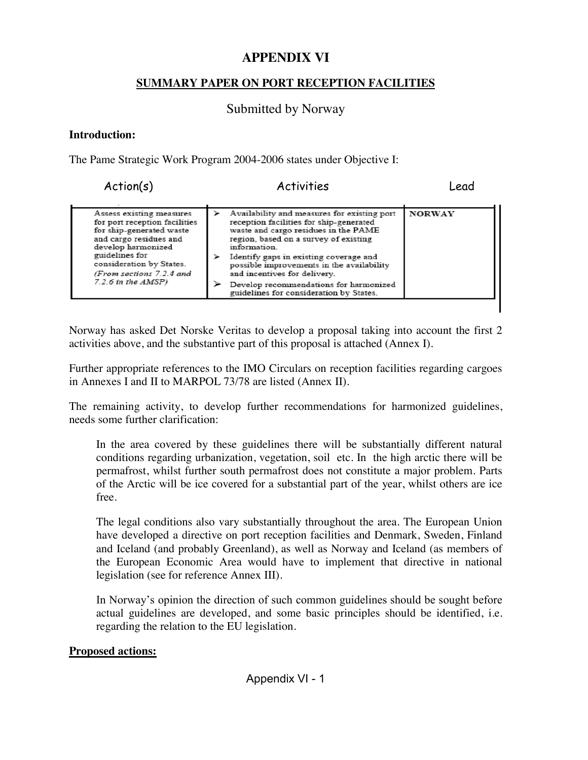# APPENDIX VI

## SUMMARY PAPER ON PORT RECEPTION FACILITIES

Submitted by Norway

**Introduction:**

The Pame Strategic Work Program 2004-2006 states under Objective I:

| Action(s) | Activities | Lead |
|---|---|---|
| Assess existing measures for port reception facilities for ship-generated waste and cargo residues and develop harmonized guidelines for consideration by States. *(From sections 7.2.4 and 7.2.6 in the AMSP)* | ➢ Availability and measures for existing port reception facilities for ship-generated waste and cargo residues in the PAME region, based on a survey of existing information.<br>➢ Identify gaps in existing coverage and possible improvements in the availability and incentives for delivery.<br>➢ Develop recommendations for harmonized guidelines for consideration by States. | **NORWAY** |

Norway has asked Det Norske Veritas to develop a proposal taking into account the first 2 activities above, and the substantive part of this proposal is attached (Annex I).

Further appropriate references to the IMO Circulars on reception facilities regarding cargoes in Annexes I and II to MARPOL 73/78 are listed (Annex II).

The remaining activity, to develop further recommendations for harmonized guidelines, needs some further clarification:

> In the area covered by these guidelines there will be substantially different natural conditions regarding urbanization, vegetation, soil etc. In the high arctic there will be permafrost, whilst further south permafrost does not constitute a major problem. Parts of the Arctic will be ice covered for a substantial part of the year, whilst others are ice free.
>
> The legal conditions also vary substantially throughout the area. The European Union have developed a directive on port reception facilities and Denmark, Sweden, Finland and Iceland (and probably Greenland), as well as Norway and Iceland (as members of the European Economic Area would have to implement that directive in national legislation (see for reference Annex III).
>
> In Norway's opinion the direction of such common guidelines should be sought before actual guidelines are developed, and some basic principles should be identified, i.e. regarding the relation to the EU legislation.

**Proposed actions:**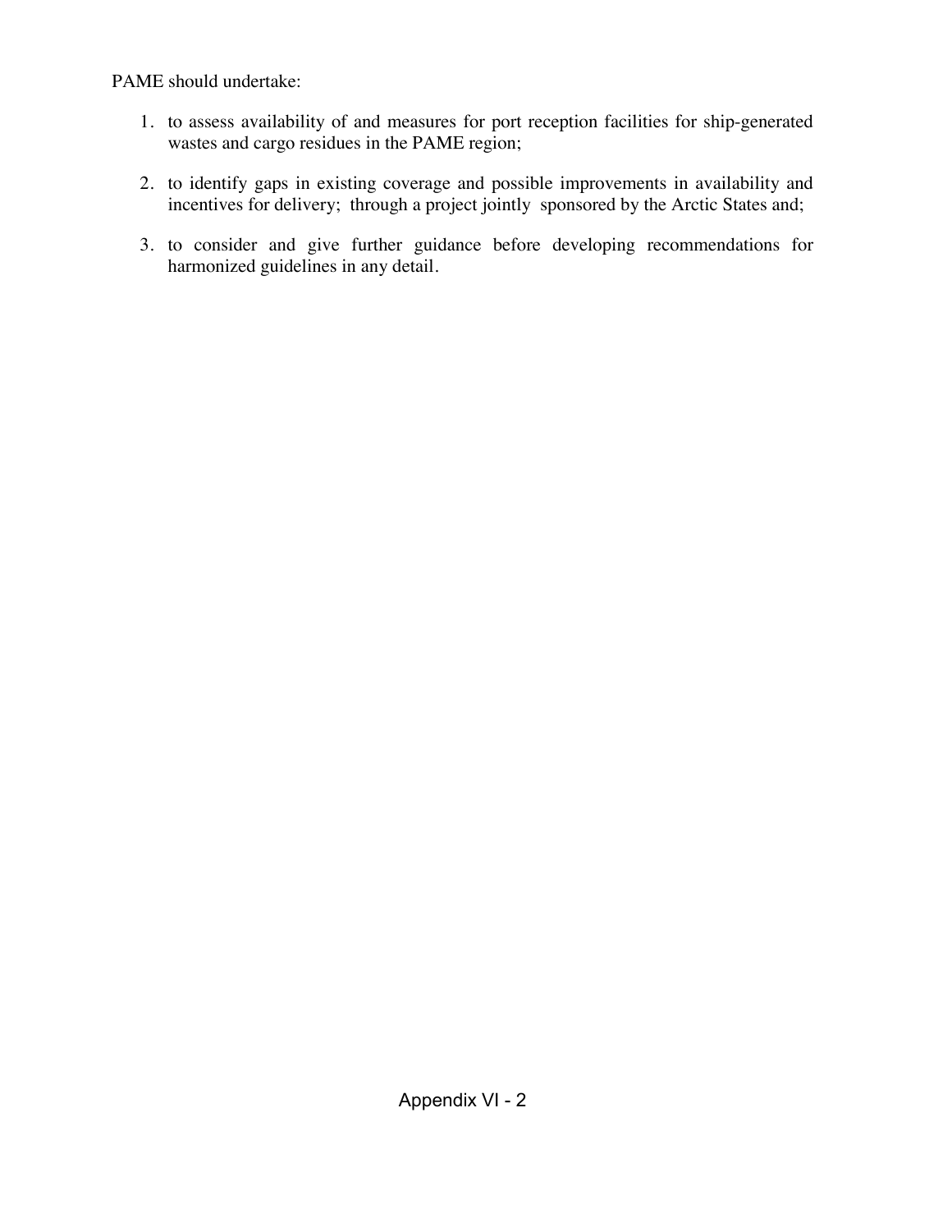PAME should undertake:

1. to assess availability of and measures for port reception facilities for ship-generated wastes and cargo residues in the PAME region;
2. to identify gaps in existing coverage and possible improvements in availability and incentives for delivery; through a project jointly sponsored by the Arctic States and;
3. to consider and give further guidance before developing recommendations for harmonized guidelines in any detail.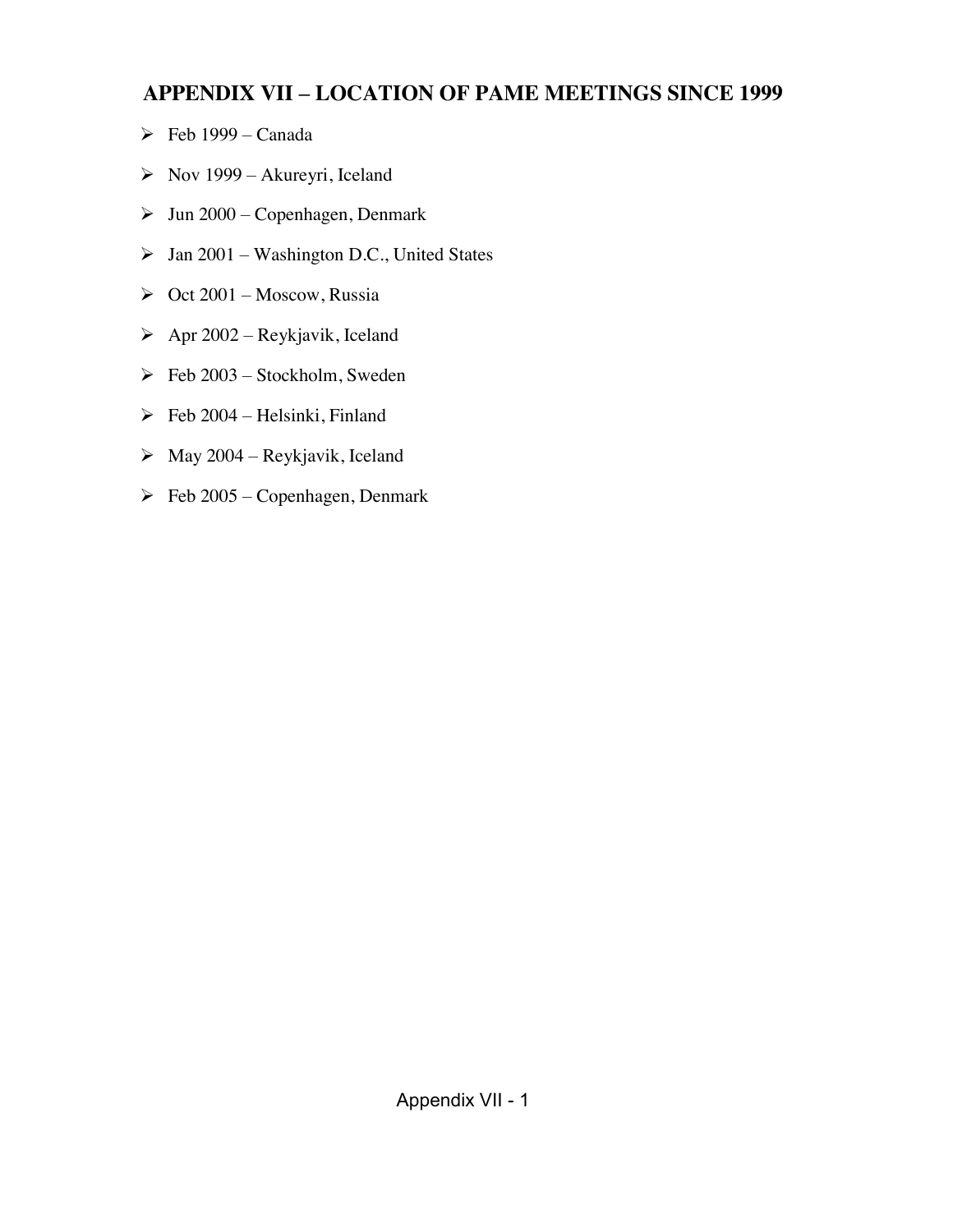## APPENDIX VII – LOCATION OF PAME MEETINGS SINCE 1999

- Feb 1999 – Canada
- Nov 1999 – Akureyri, Iceland
- Jun 2000 – Copenhagen, Denmark
- Jan 2001 – Washington D.C., United States
- Oct 2001 – Moscow, Russia
- Apr 2002 – Reykjavik, Iceland
- Feb 2003 – Stockholm, Sweden
- Feb 2004 – Helsinki, Finland
- May 2004 – Reykjavik, Iceland
- Feb 2005 – Copenhagen, Denmark